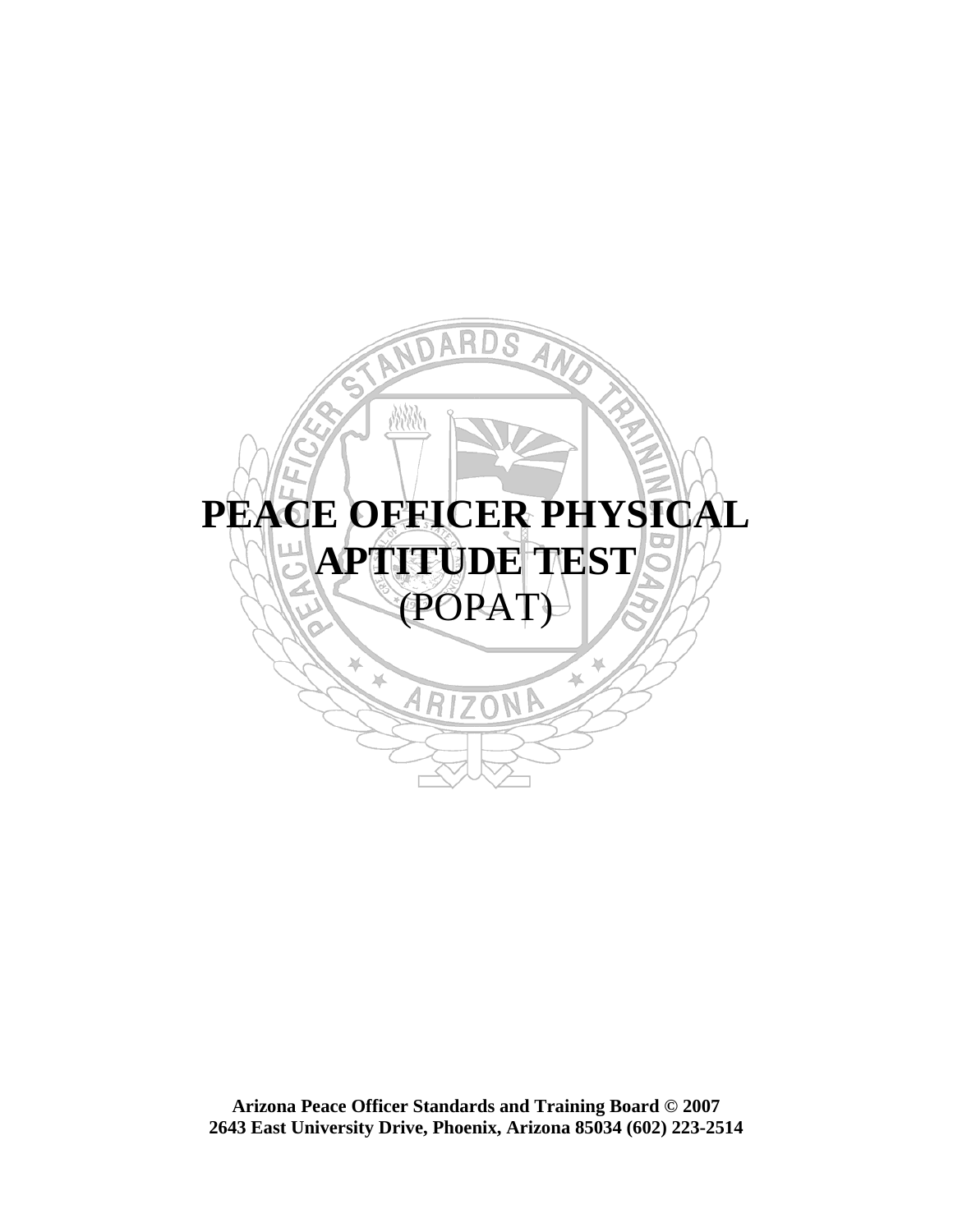# PEACE OFFICER PHYSICAL APTITUDE TEST

(POPAT)

**Arizona Peace Officer Standards and Training Board © 2007**
**2643 East University Drive, Phoenix, Arizona 85034 (602) 223-2514**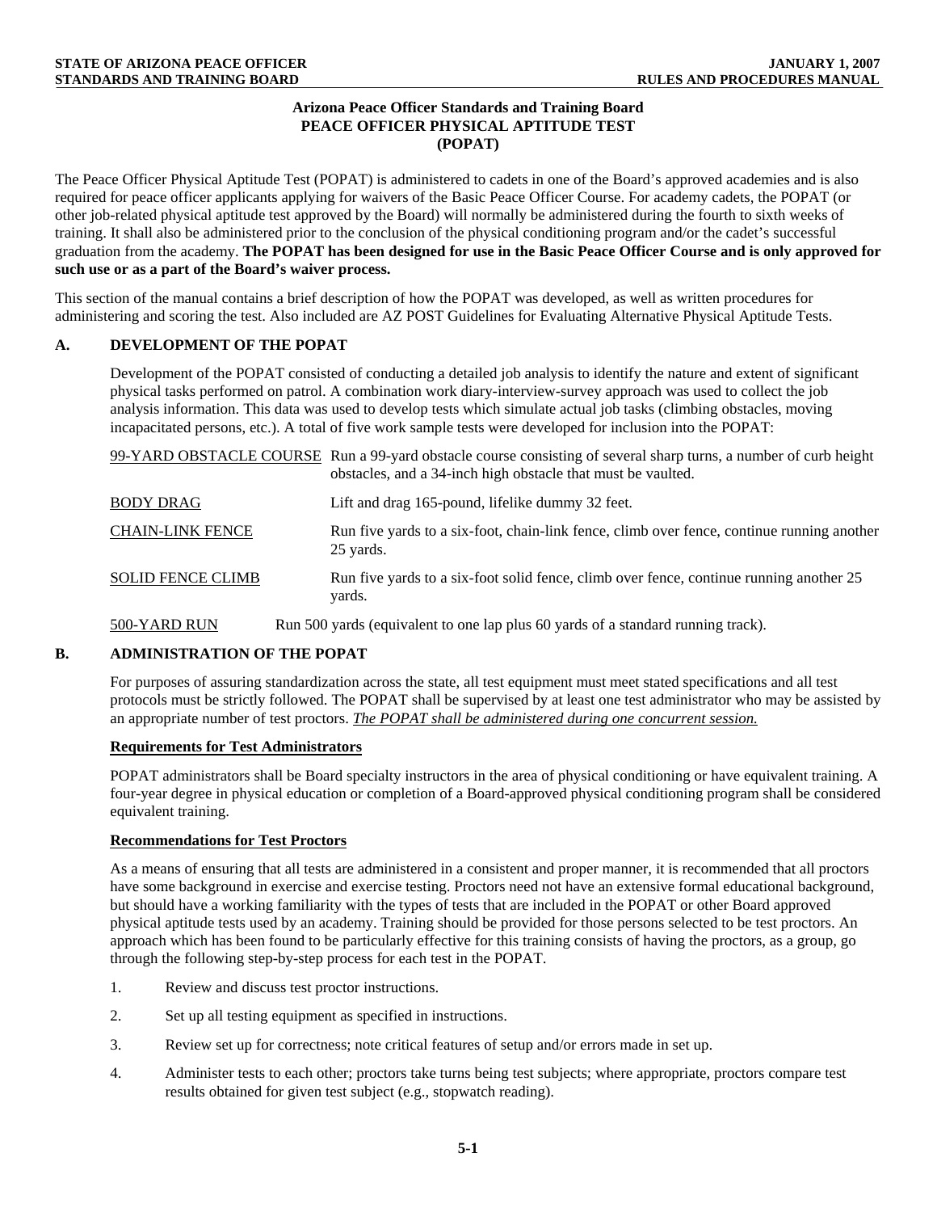## Arizona Peace Officer Standards and Training Board
## PEACE OFFICER PHYSICAL APTITUDE TEST
## (POPAT)

The Peace Officer Physical Aptitude Test (POPAT) is administered to cadets in one of the Board's approved academies and is also required for peace officer applicants applying for waivers of the Basic Peace Officer Course. For academy cadets, the POPAT (or other job-related physical aptitude test approved by the Board) will normally be administered during the fourth to sixth weeks of training. It shall also be administered prior to the conclusion of the physical conditioning program and/or the cadet's successful graduation from the academy. **The POPAT has been designed for use in the Basic Peace Officer Course and is only approved for such use or as a part of the Board's waiver process.**

This section of the manual contains a brief description of how the POPAT was developed, as well as written procedures for administering and scoring the test. Also included are AZ POST Guidelines for Evaluating Alternative Physical Aptitude Tests.

### A. DEVELOPMENT OF THE POPAT

Development of the POPAT consisted of conducting a detailed job analysis to identify the nature and extent of significant physical tasks performed on patrol. A combination work diary-interview-survey approach was used to collect the job analysis information. This data was used to develop tests which simulate actual job tasks (climbing obstacles, moving incapacitated persons, etc.). A total of five work sample tests were developed for inclusion into the POPAT:

| | |
|---|---|
| 99-YARD OBSTACLE COURSE | Run a 99-yard obstacle course consisting of several sharp turns, a number of curb height obstacles, and a 34-inch high obstacle that must be vaulted. |
| BODY DRAG | Lift and drag 165-pound, lifelike dummy 32 feet. |
| CHAIN-LINK FENCE | Run five yards to a six-foot, chain-link fence, climb over fence, continue running another 25 yards. |
| SOLID FENCE CLIMB | Run five yards to a six-foot solid fence, climb over fence, continue running another 25 yards. |
| 500-YARD RUN | Run 500 yards (equivalent to one lap plus 60 yards of a standard running track). |

### B. ADMINISTRATION OF THE POPAT

For purposes of assuring standardization across the state, all test equipment must meet stated specifications and all test protocols must be strictly followed. The POPAT shall be supervised by at least one test administrator who may be assisted by an appropriate number of test proctors. *The POPAT shall be administered during one concurrent session.*

**Requirements for Test Administrators**

POPAT administrators shall be Board specialty instructors in the area of physical conditioning or have equivalent training. A four-year degree in physical education or completion of a Board-approved physical conditioning program shall be considered equivalent training.

**Recommendations for Test Proctors**

As a means of ensuring that all tests are administered in a consistent and proper manner, it is recommended that all proctors have some background in exercise and exercise testing. Proctors need not have an extensive formal educational background, but should have a working familiarity with the types of tests that are included in the POPAT or other Board approved physical aptitude tests used by an academy. Training should be provided for those persons selected to be test proctors. An approach which has been found to be particularly effective for this training consists of having the proctors, as a group, go through the following step-by-step process for each test in the POPAT.

1. Review and discuss test proctor instructions.
2. Set up all testing equipment as specified in instructions.
3. Review set up for correctness; note critical features of setup and/or errors made in set up.
4. Administer tests to each other; proctors take turns being test subjects; where appropriate, proctors compare test results obtained for given test subject (e.g., stopwatch reading).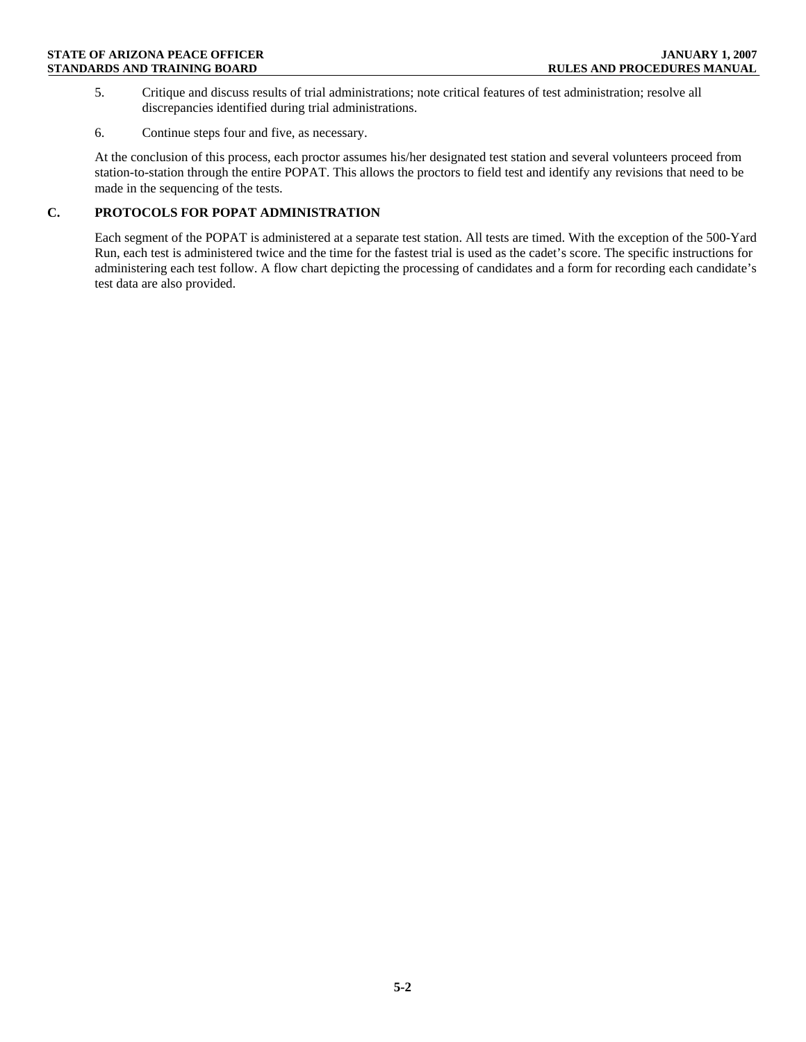5. Critique and discuss results of trial administrations; note critical features of test administration; resolve all discrepancies identified during trial administrations.

6. Continue steps four and five, as necessary.

At the conclusion of this process, each proctor assumes his/her designated test station and several volunteers proceed from station-to-station through the entire POPAT. This allows the proctors to field test and identify any revisions that need to be made in the sequencing of the tests.

## C. PROTOCOLS FOR POPAT ADMINISTRATION

Each segment of the POPAT is administered at a separate test station. All tests are timed. With the exception of the 500-Yard Run, each test is administered twice and the time for the fastest trial is used as the cadet's score. The specific instructions for administering each test follow. A flow chart depicting the processing of candidates and a form for recording each candidate's test data are also provided.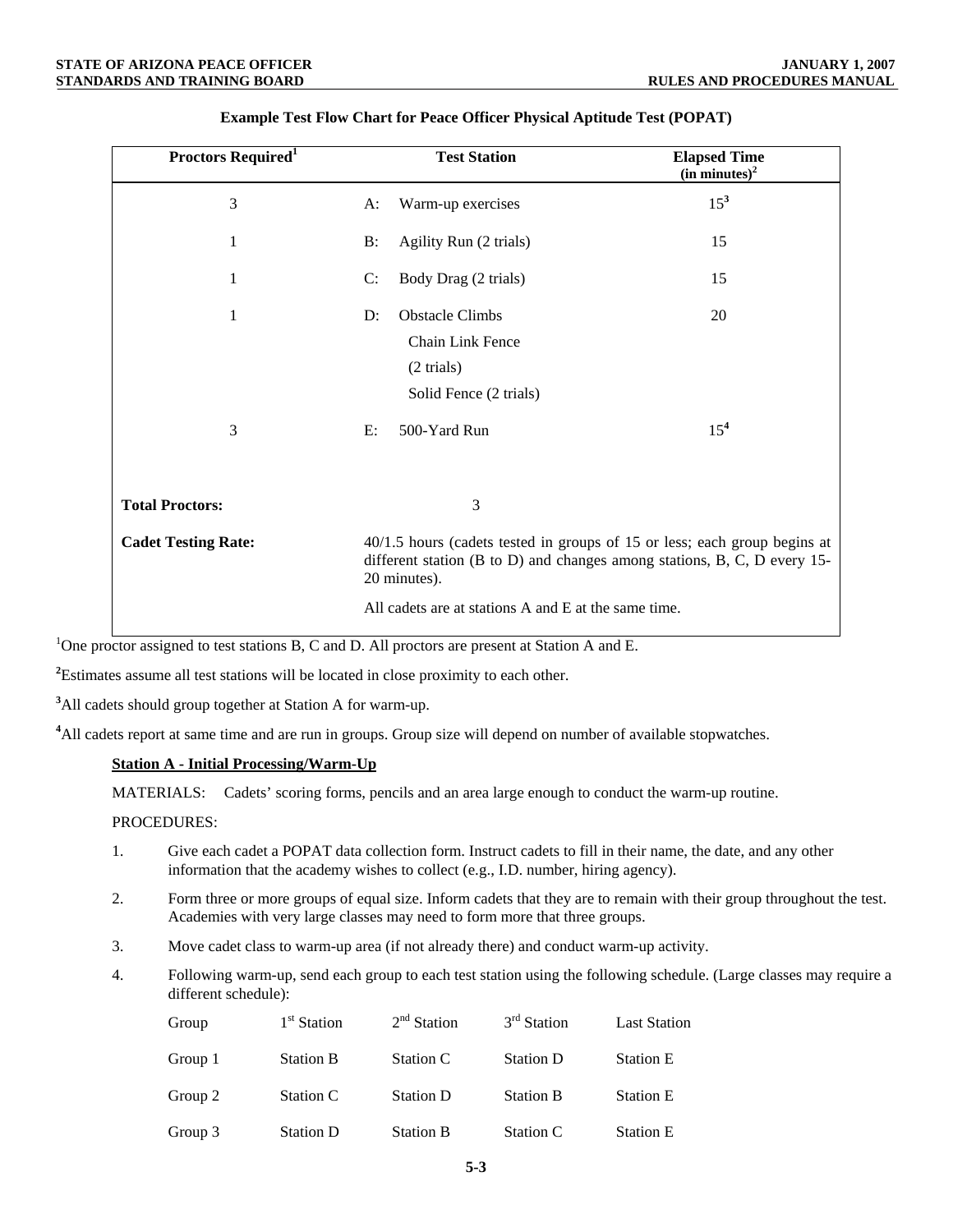## Example Test Flow Chart for Peace Officer Physical Aptitude Test (POPAT)

| Proctors Required[1] | Test Station | Elapsed Time (in minutes)[2] |
|---|---|---|
| 3 | A: Warm-up exercises | 15[3] |
| 1 | B: Agility Run (2 trials) | 15 |
| 1 | C: Body Drag (2 trials) | 15 |
| 1 | D: Obstacle Climbs<br>Chain Link Fence (2 trials)<br>Solid Fence (2 trials) | 20 |
| 3 | E: 500-Yard Run | 15[4] |
| **Total Proctors:** | 3 | |
| **Cadet Testing Rate:** | 40/1.5 hours (cadets tested in groups of 15 or less; each group begins at different station (B to D) and changes among stations, B, C, D every 15-20 minutes).<br>All cadets are at stations A and E at the same time. | |

[1]One proctor assigned to test stations B, C and D. All proctors are present at Station A and E.

[2]Estimates assume all test stations will be located in close proximity to each other.

[3]All cadets should group together at Station A for warm-up.

[4]All cadets report at same time and are run in groups. Group size will depend on number of available stopwatches.

### Station A - Initial Processing/Warm-Up

MATERIALS: Cadets' scoring forms, pencils and an area large enough to conduct the warm-up routine.

PROCEDURES:

1. Give each cadet a POPAT data collection form. Instruct cadets to fill in their name, the date, and any other information that the academy wishes to collect (e.g., I.D. number, hiring agency).
2. Form three or more groups of equal size. Inform cadets that they are to remain with their group throughout the test. Academies with very large classes may need to form more that three groups.
3. Move cadet class to warm-up area (if not already there) and conduct warm-up activity.
4. Following warm-up, send each group to each test station using the following schedule. (Large classes may require a different schedule):

| Group | 1st Station | 2nd Station | 3rd Station | Last Station |
|---|---|---|---|---|
| Group 1 | Station B | Station C | Station D | Station E |
| Group 2 | Station C | Station D | Station B | Station E |
| Group 3 | Station D | Station B | Station C | Station E |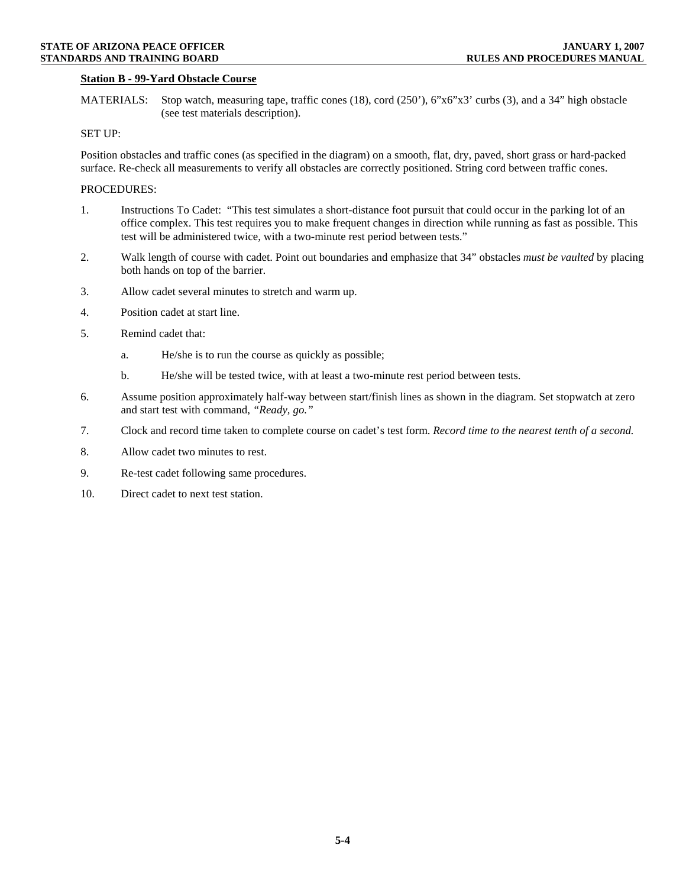## Station B - 99-Yard Obstacle Course

MATERIALS: Stop watch, measuring tape, traffic cones (18), cord (250’), 6”x6”x3’ curbs (3), and a 34” high obstacle (see test materials description).

SET UP:

Position obstacles and traffic cones (as specified in the diagram) on a smooth, flat, dry, paved, short grass or hard-packed surface. Re-check all measurements to verify all obstacles are correctly positioned. String cord between traffic cones.

PROCEDURES:

1. Instructions To Cadet: “This test simulates a short-distance foot pursuit that could occur in the parking lot of an office complex. This test requires you to make frequent changes in direction while running as fast as possible. This test will be administered twice, with a two-minute rest period between tests.”
2. Walk length of course with cadet. Point out boundaries and emphasize that 34” obstacles *must be vaulted* by placing both hands on top of the barrier.
3. Allow cadet several minutes to stretch and warm up.
4. Position cadet at start line.
5. Remind cadet that:
   a. He/she is to run the course as quickly as possible;
   b. He/she will be tested twice, with at least a two-minute rest period between tests.
6. Assume position approximately half-way between start/finish lines as shown in the diagram. Set stopwatch at zero and start test with command, *“Ready, go.”*
7. Clock and record time taken to complete course on cadet’s test form. *Record time to the nearest tenth of a second.*
8. Allow cadet two minutes to rest.
9. Re-test cadet following same procedures.
10. Direct cadet to next test station.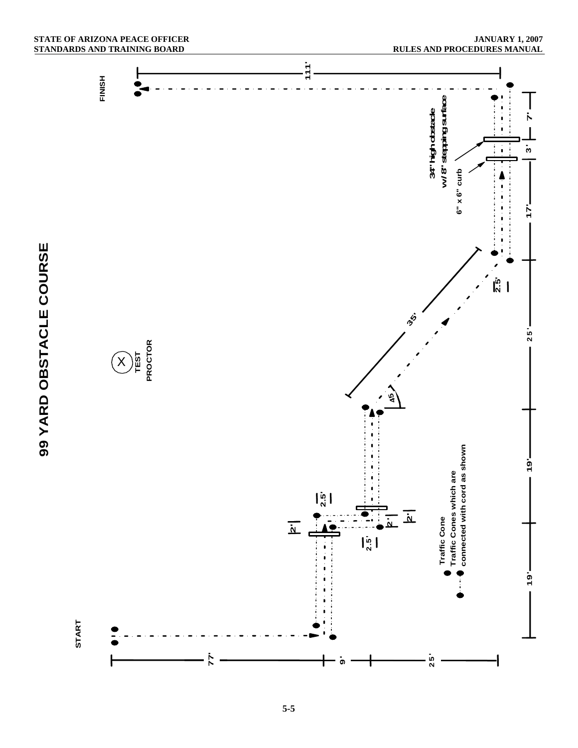# 99 YARD OBSTACLE COURSE

START

FINISH

TEST PROCTOR

111'

77'

9'

25'

19'

19'

25'

17'

3'

7'

2.5'

2'

2'

2'

2.5'

2.5'

35'

45

2.5'

34" high obstacle w/ 8" stepping surface

6" x 6" curb

Traffic Cone

Traffic Cones which are connected with cord as shown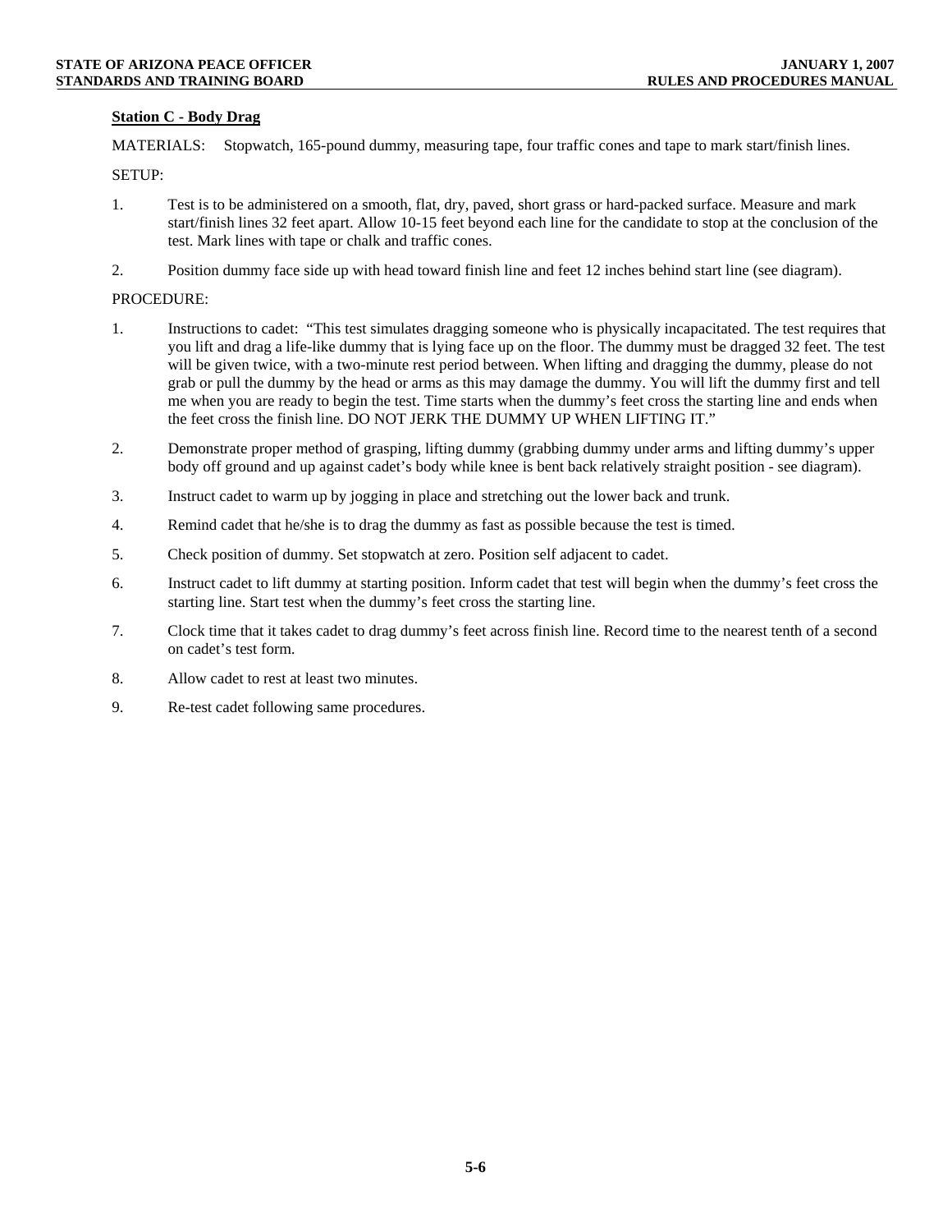### Station C - Body Drag

MATERIALS: Stopwatch, 165-pound dummy, measuring tape, four traffic cones and tape to mark start/finish lines.

SETUP:

1. Test is to be administered on a smooth, flat, dry, paved, short grass or hard-packed surface. Measure and mark start/finish lines 32 feet apart. Allow 10-15 feet beyond each line for the candidate to stop at the conclusion of the test. Mark lines with tape or chalk and traffic cones.
2. Position dummy face side up with head toward finish line and feet 12 inches behind start line (see diagram).

PROCEDURE:

1. Instructions to cadet: "This test simulates dragging someone who is physically incapacitated. The test requires that you lift and drag a life-like dummy that is lying face up on the floor. The dummy must be dragged 32 feet. The test will be given twice, with a two-minute rest period between. When lifting and dragging the dummy, please do not grab or pull the dummy by the head or arms as this may damage the dummy. You will lift the dummy first and tell me when you are ready to begin the test. Time starts when the dummy's feet cross the starting line and ends when the feet cross the finish line. DO NOT JERK THE DUMMY UP WHEN LIFTING IT."
2. Demonstrate proper method of grasping, lifting dummy (grabbing dummy under arms and lifting dummy's upper body off ground and up against cadet's body while knee is bent back relatively straight position - see diagram).
3. Instruct cadet to warm up by jogging in place and stretching out the lower back and trunk.
4. Remind cadet that he/she is to drag the dummy as fast as possible because the test is timed.
5. Check position of dummy. Set stopwatch at zero. Position self adjacent to cadet.
6. Instruct cadet to lift dummy at starting position. Inform cadet that test will begin when the dummy's feet cross the starting line. Start test when the dummy's feet cross the starting line.
7. Clock time that it takes cadet to drag dummy's feet across finish line. Record time to the nearest tenth of a second on cadet's test form.
8. Allow cadet to rest at least two minutes.
9. Re-test cadet following same procedures.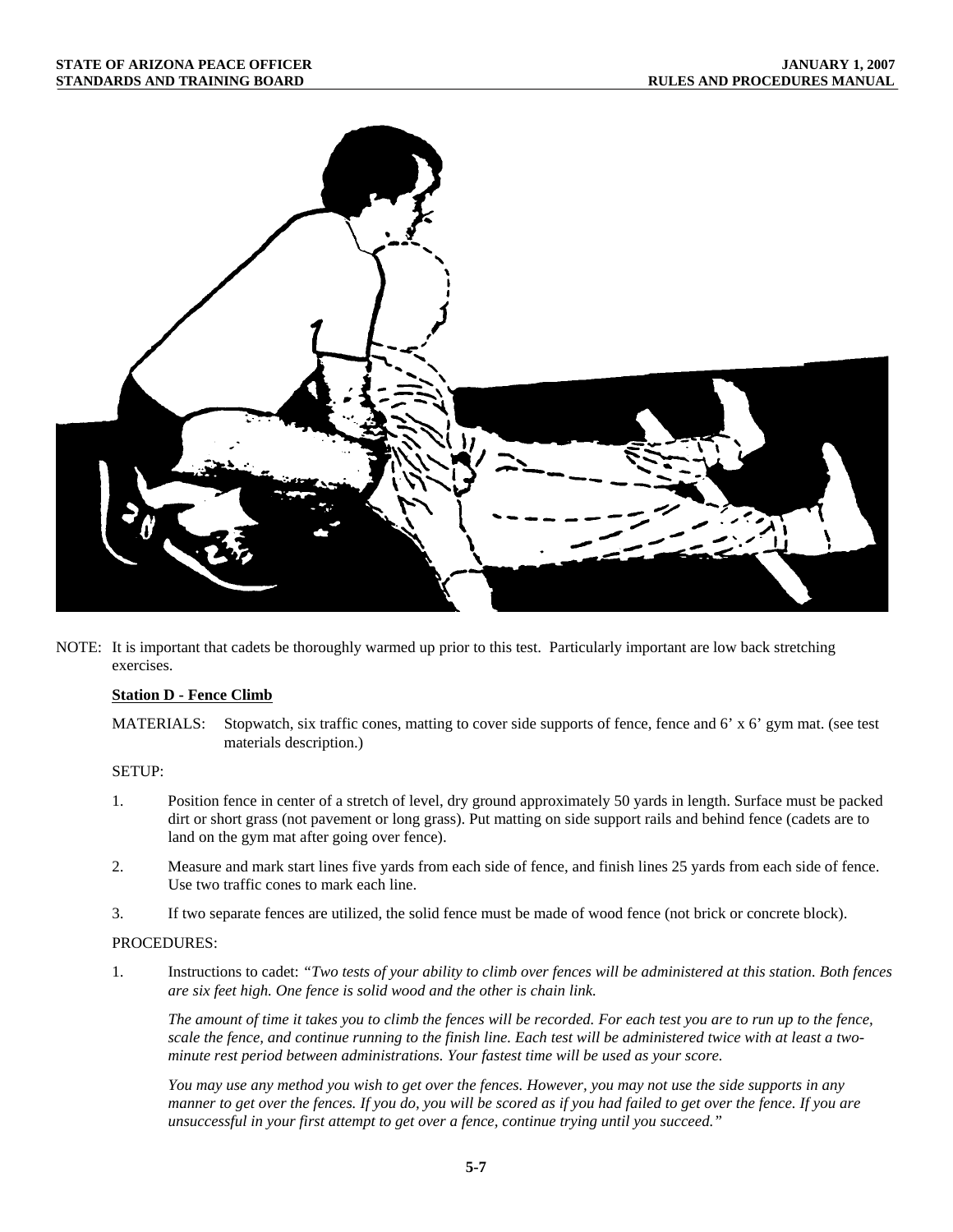NOTE: It is important that cadets be thoroughly warmed up prior to this test. Particularly important are low back stretching exercises.

**Station D - Fence Climb**

MATERIALS: Stopwatch, six traffic cones, matting to cover side supports of fence, fence and 6' x 6' gym mat. (see test materials description.)

SETUP:

1. Position fence in center of a stretch of level, dry ground approximately 50 yards in length. Surface must be packed dirt or short grass (not pavement or long grass). Put matting on side support rails and behind fence (cadets are to land on the gym mat after going over fence).

2. Measure and mark start lines five yards from each side of fence, and finish lines 25 yards from each side of fence. Use two traffic cones to mark each line.

3. If two separate fences are utilized, the solid fence must be made of wood fence (not brick or concrete block).

PROCEDURES:

1. Instructions to cadet: *"Two tests of your ability to climb over fences will be administered at this station. Both fences are six feet high. One fence is solid wood and the other is chain link.*

   *The amount of time it takes you to climb the fences will be recorded. For each test you are to run up to the fence, scale the fence, and continue running to the finish line. Each test will be administered twice with at least a two-minute rest period between administrations. Your fastest time will be used as your score.*

   *You may use any method you wish to get over the fences. However, you may not use the side supports in any manner to get over the fences. If you do, you will be scored as if you had failed to get over the fence. If you are unsuccessful in your first attempt to get over a fence, continue trying until you succeed."*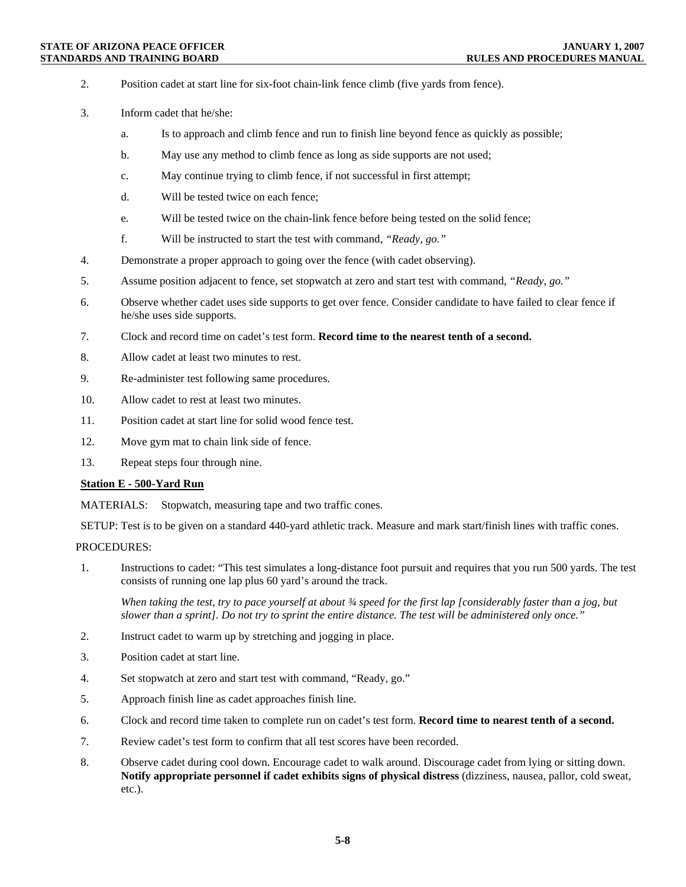2. Position cadet at start line for six-foot chain-link fence climb (five yards from fence).

3. Inform cadet that he/she:

   a. Is to approach and climb fence and run to finish line beyond fence as quickly as possible;

   b. May use any method to climb fence as long as side supports are not used;

   c. May continue trying to climb fence, if not successful in first attempt;

   d. Will be tested twice on each fence;

   e. Will be tested twice on the chain-link fence before being tested on the solid fence;

   f. Will be instructed to start the test with command, *"Ready, go."*

4. Demonstrate a proper approach to going over the fence (with cadet observing).

5. Assume position adjacent to fence, set stopwatch at zero and start test with command, *"Ready, go."*

6. Observe whether cadet uses side supports to get over fence. Consider candidate to have failed to clear fence if he/she uses side supports.

7. Clock and record time on cadet's test form. **Record time to the nearest tenth of a second.**

8. Allow cadet at least two minutes to rest.

9. Re-administer test following same procedures.

10. Allow cadet to rest at least two minutes.

11. Position cadet at start line for solid wood fence test.

12. Move gym mat to chain link side of fence.

13. Repeat steps four through nine.

**Station E - 500-Yard Run**

MATERIALS: Stopwatch, measuring tape and two traffic cones.

SETUP: Test is to be given on a standard 440-yard athletic track. Measure and mark start/finish lines with traffic cones.

PROCEDURES:

1. Instructions to cadet: "This test simulates a long-distance foot pursuit and requires that you run 500 yards. The test consists of running one lap plus 60 yard's around the track.

   *When taking the test, try to pace yourself at about ¾ speed for the first lap [considerably faster than a jog, but slower than a sprint]. Do not try to sprint the entire distance. The test will be administered only once."*

2. Instruct cadet to warm up by stretching and jogging in place.

3. Position cadet at start line.

4. Set stopwatch at zero and start test with command, "Ready, go."

5. Approach finish line as cadet approaches finish line.

6. Clock and record time taken to complete run on cadet's test form. **Record time to nearest tenth of a second.**

7. Review cadet's test form to confirm that all test scores have been recorded.

8. Observe cadet during cool down. Encourage cadet to walk around. Discourage cadet from lying or sitting down. **Notify appropriate personnel if cadet exhibits signs of physical distress** (dizziness, nausea, pallor, cold sweat, etc.).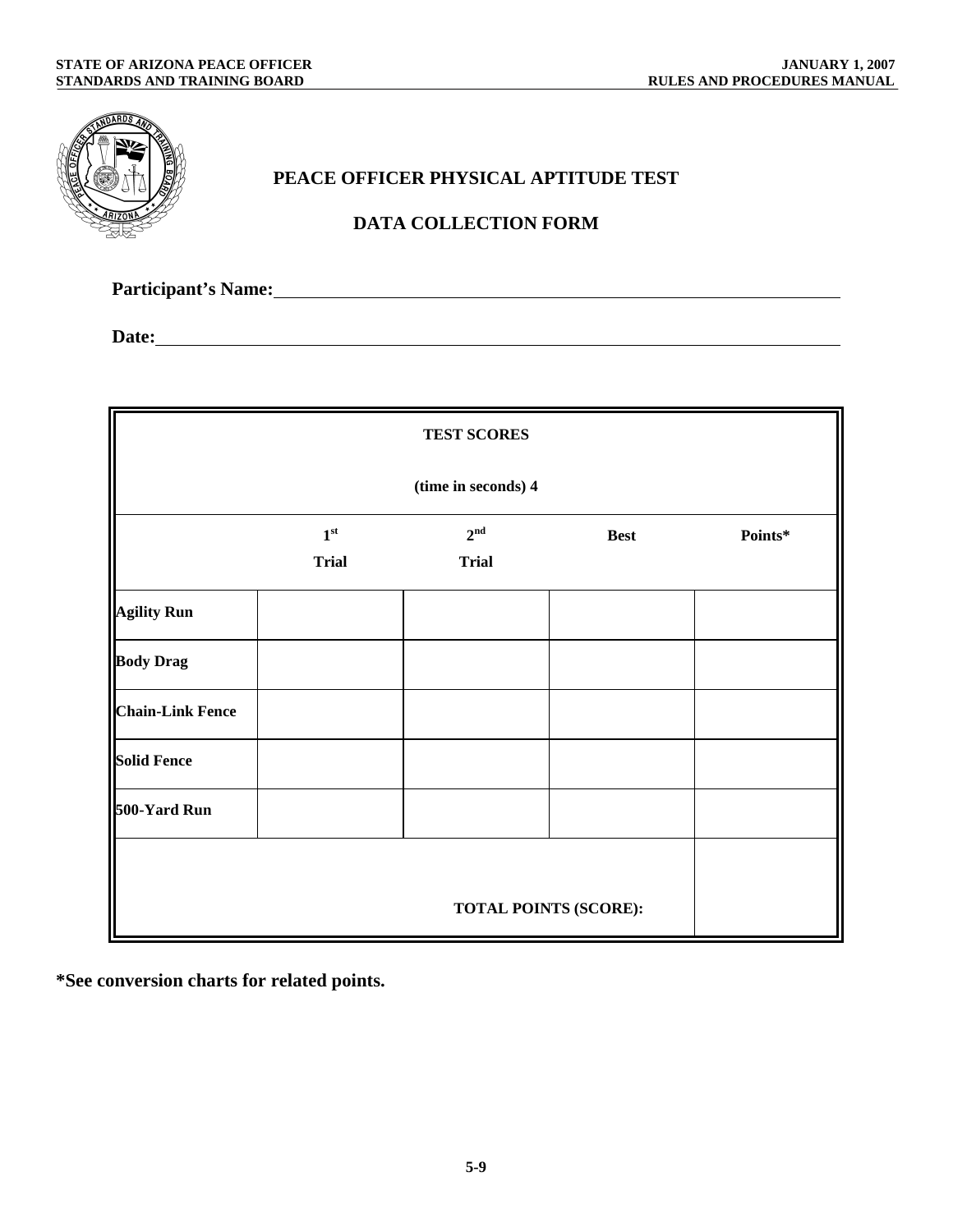# PEACE OFFICER PHYSICAL APTITUDE TEST

## DATA COLLECTION FORM

**Participant's Name:** ______________________________________________

**Date:** ______________________________________________

| TEST SCORES (time in seconds) 4 | | | | |
|---|---|---|---|---|
| | **1st Trial** | **2nd Trial** | **Best** | **Points*** |
| **Agility Run** | | | | |
| **Body Drag** | | | | |
| **Chain-Link Fence** | | | | |
| **Solid Fence** | | | | |
| **500-Yard Run** | | | | |
| | | | **TOTAL POINTS (SCORE):** | |

***See conversion charts for related points.**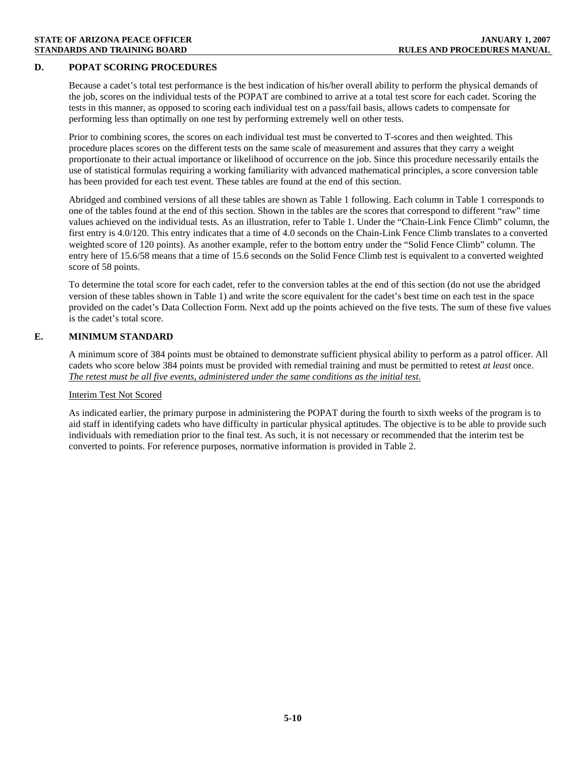## D. POPAT SCORING PROCEDURES

Because a cadet's total test performance is the best indication of his/her overall ability to perform the physical demands of the job, scores on the individual tests of the POPAT are combined to arrive at a total test score for each cadet. Scoring the tests in this manner, as opposed to scoring each individual test on a pass/fail basis, allows cadets to compensate for performing less than optimally on one test by performing extremely well on other tests.

Prior to combining scores, the scores on each individual test must be converted to T-scores and then weighted. This procedure places scores on the different tests on the same scale of measurement and assures that they carry a weight proportionate to their actual importance or likelihood of occurrence on the job. Since this procedure necessarily entails the use of statistical formulas requiring a working familiarity with advanced mathematical principles, a score conversion table has been provided for each test event. These tables are found at the end of this section.

Abridged and combined versions of all these tables are shown as Table 1 following. Each column in Table 1 corresponds to one of the tables found at the end of this section. Shown in the tables are the scores that correspond to different "raw" time values achieved on the individual tests. As an illustration, refer to Table 1. Under the "Chain-Link Fence Climb" column, the first entry is 4.0/120. This entry indicates that a time of 4.0 seconds on the Chain-Link Fence Climb translates to a converted weighted score of 120 points). As another example, refer to the bottom entry under the "Solid Fence Climb" column. The entry here of 15.6/58 means that a time of 15.6 seconds on the Solid Fence Climb test is equivalent to a converted weighted score of 58 points.

To determine the total score for each cadet, refer to the conversion tables at the end of this section (do not use the abridged version of these tables shown in Table 1) and write the score equivalent for the cadet's best time on each test in the space provided on the cadet's Data Collection Form. Next add up the points achieved on the five tests. The sum of these five values is the cadet's total score.

## E. MINIMUM STANDARD

A minimum score of 384 points must be obtained to demonstrate sufficient physical ability to perform as a patrol officer. All cadets who score below 384 points must be provided with remedial training and must be permitted to retest *at least* once. ***The retest must be all five events, administered under the same conditions as the initial test.***

Interim Test Not Scored

As indicated earlier, the primary purpose in administering the POPAT during the fourth to sixth weeks of the program is to aid staff in identifying cadets who have difficulty in particular physical aptitudes. The objective is to be able to provide such individuals with remediation prior to the final test. As such, it is not necessary or recommended that the interim test be converted to points. For reference purposes, normative information is provided in Table 2.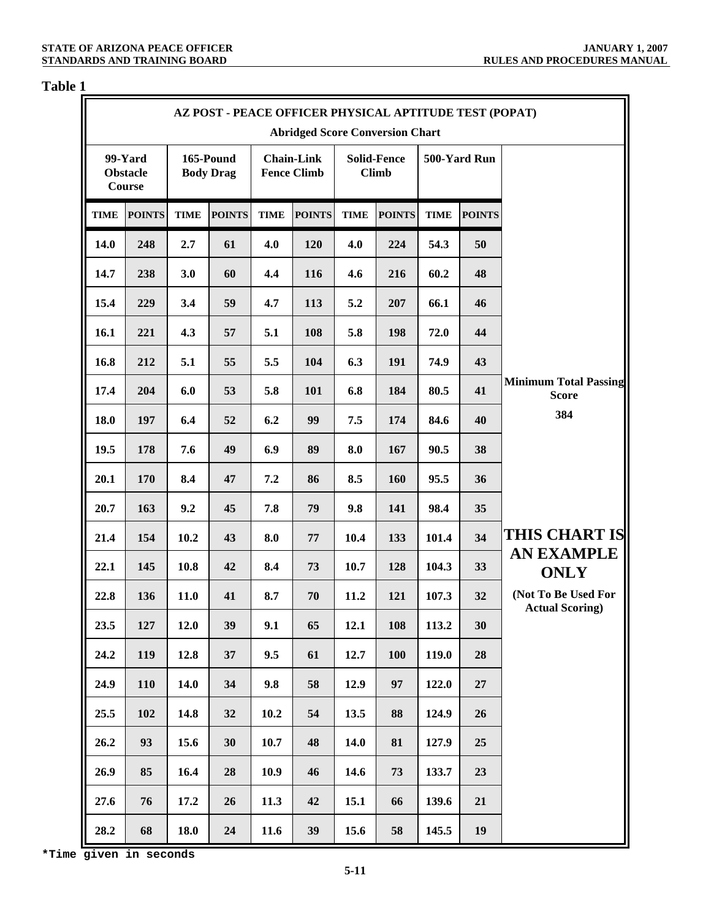## Table 1

| AZ POST - PEACE OFFICER PHYSICAL APTITUDE TEST (POPAT) Abridged Score Conversion Chart | | | | | | | | | | |
|---|---|---|---|---|---|---|---|---|---|---|
| 99-Yard Obstacle Course | | 165-Pound Body Drag | | Chain-Link Fence Climb | | Solid-Fence Climb | | 500-Yard Run | | |
| TIME | POINTS | TIME | POINTS | TIME | POINTS | TIME | POINTS | TIME | POINTS | |
| 14.0 | 248 | 2.7 | 61 | 4.0 | 120 | 4.0 | 224 | 54.3 | 50 | |
| 14.7 | 238 | 3.0 | 60 | 4.4 | 116 | 4.6 | 216 | 60.2 | 48 | |
| 15.4 | 229 | 3.4 | 59 | 4.7 | 113 | 5.2 | 207 | 66.1 | 46 | |
| 16.1 | 221 | 4.3 | 57 | 5.1 | 108 | 5.8 | 198 | 72.0 | 44 | |
| 16.8 | 212 | 5.1 | 55 | 5.5 | 104 | 6.3 | 191 | 74.9 | 43 | |
| 17.4 | 204 | 6.0 | 53 | 5.8 | 101 | 6.8 | 184 | 80.5 | 41 | Minimum Total Passing Score |
| 18.0 | 197 | 6.4 | 52 | 6.2 | 99 | 7.5 | 174 | 84.6 | 40 | 384 |
| 19.5 | 178 | 7.6 | 49 | 6.9 | 89 | 8.0 | 167 | 90.5 | 38 | |
| 20.1 | 170 | 8.4 | 47 | 7.2 | 86 | 8.5 | 160 | 95.5 | 36 | |
| 20.7 | 163 | 9.2 | 45 | 7.8 | 79 | 9.8 | 141 | 98.4 | 35 | |
| 21.4 | 154 | 10.2 | 43 | 8.0 | 77 | 10.4 | 133 | 101.4 | 34 | THIS CHART IS AN EXAMPLE ONLY |
| 22.1 | 145 | 10.8 | 42 | 8.4 | 73 | 10.7 | 128 | 104.3 | 33 | |
| 22.8 | 136 | 11.0 | 41 | 8.7 | 70 | 11.2 | 121 | 107.3 | 32 | (Not To Be Used For Actual Scoring) |
| 23.5 | 127 | 12.0 | 39 | 9.1 | 65 | 12.1 | 108 | 113.2 | 30 | |
| 24.2 | 119 | 12.8 | 37 | 9.5 | 61 | 12.7 | 100 | 119.0 | 28 | |
| 24.9 | 110 | 14.0 | 34 | 9.8 | 58 | 12.9 | 97 | 122.0 | 27 | |
| 25.5 | 102 | 14.8 | 32 | 10.2 | 54 | 13.5 | 88 | 124.9 | 26 | |
| 26.2 | 93 | 15.6 | 30 | 10.7 | 48 | 14.0 | 81 | 127.9 | 25 | |
| 26.9 | 85 | 16.4 | 28 | 10.9 | 46 | 14.6 | 73 | 133.7 | 23 | |
| 27.6 | 76 | 17.2 | 26 | 11.3 | 42 | 15.1 | 66 | 139.6 | 21 | |
| 28.2 | 68 | 18.0 | 24 | 11.6 | 39 | 15.6 | 58 | 145.5 | 19 | |

*Time given in seconds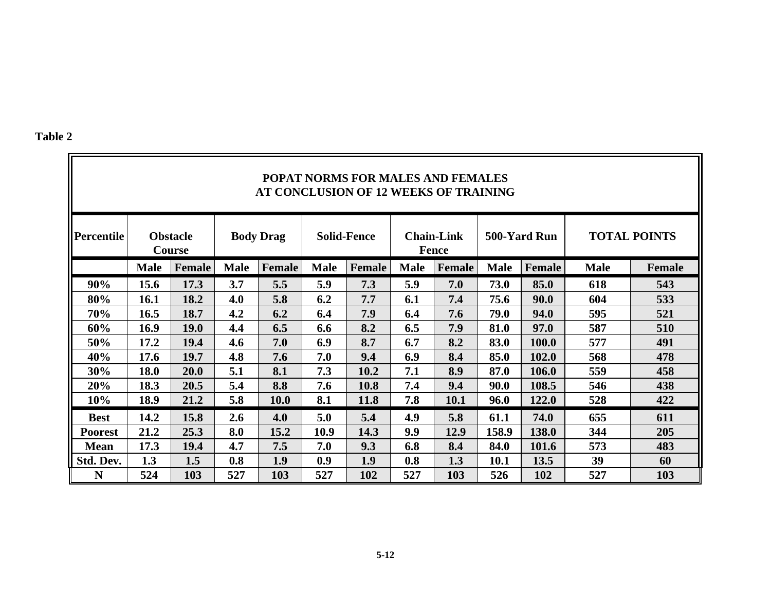**Table 2**

**POPAT NORMS FOR MALES AND FEMALES AT CONCLUSION OF 12 WEEKS OF TRAINING**

| Percentile | Obstacle Course | | Body Drag | | Solid-Fence | | Chain-Link Fence | | 500-Yard Run | | TOTAL POINTS | |
|---|---|---|---|---|---|---|---|---|---|---|---|---|
| | Male | Female | Male | Female | Male | Female | Male | Female | Male | Female | Male | Female |
| 90% | 15.6 | 17.3 | 3.7 | 5.5 | 5.9 | 7.3 | 5.9 | 7.0 | 73.0 | 85.0 | 618 | 543 |
| 80% | 16.1 | 18.2 | 4.0 | 5.8 | 6.2 | 7.7 | 6.1 | 7.4 | 75.6 | 90.0 | 604 | 533 |
| 70% | 16.5 | 18.7 | 4.2 | 6.2 | 6.4 | 7.9 | 6.4 | 7.6 | 79.0 | 94.0 | 595 | 521 |
| 60% | 16.9 | 19.0 | 4.4 | 6.5 | 6.6 | 8.2 | 6.5 | 7.9 | 81.0 | 97.0 | 587 | 510 |
| 50% | 17.2 | 19.4 | 4.6 | 7.0 | 6.9 | 8.7 | 6.7 | 8.2 | 83.0 | 100.0 | 577 | 491 |
| 40% | 17.6 | 19.7 | 4.8 | 7.6 | 7.0 | 9.4 | 6.9 | 8.4 | 85.0 | 102.0 | 568 | 478 |
| 30% | 18.0 | 20.0 | 5.1 | 8.1 | 7.3 | 10.2 | 7.1 | 8.9 | 87.0 | 106.0 | 559 | 458 |
| 20% | 18.3 | 20.5 | 5.4 | 8.8 | 7.6 | 10.8 | 7.4 | 9.4 | 90.0 | 108.5 | 546 | 438 |
| 10% | 18.9 | 21.2 | 5.8 | 10.0 | 8.1 | 11.8 | 7.8 | 10.1 | 96.0 | 122.0 | 528 | 422 |
| Best | 14.2 | 15.8 | 2.6 | 4.0 | 5.0 | 5.4 | 4.9 | 5.8 | 61.1 | 74.0 | 655 | 611 |
| Poorest | 21.2 | 25.3 | 8.0 | 15.2 | 10.9 | 14.3 | 9.9 | 12.9 | 158.9 | 138.0 | 344 | 205 |
| Mean | 17.3 | 19.4 | 4.7 | 7.5 | 7.0 | 9.3 | 6.8 | 8.4 | 84.0 | 101.6 | 573 | 483 |
| Std. Dev. | 1.3 | 1.5 | 0.8 | 1.9 | 0.9 | 1.9 | 0.8 | 1.3 | 10.1 | 13.5 | 39 | 60 |
| N | 524 | 103 | 527 | 103 | 527 | 102 | 527 | 103 | 526 | 102 | 527 | 103 |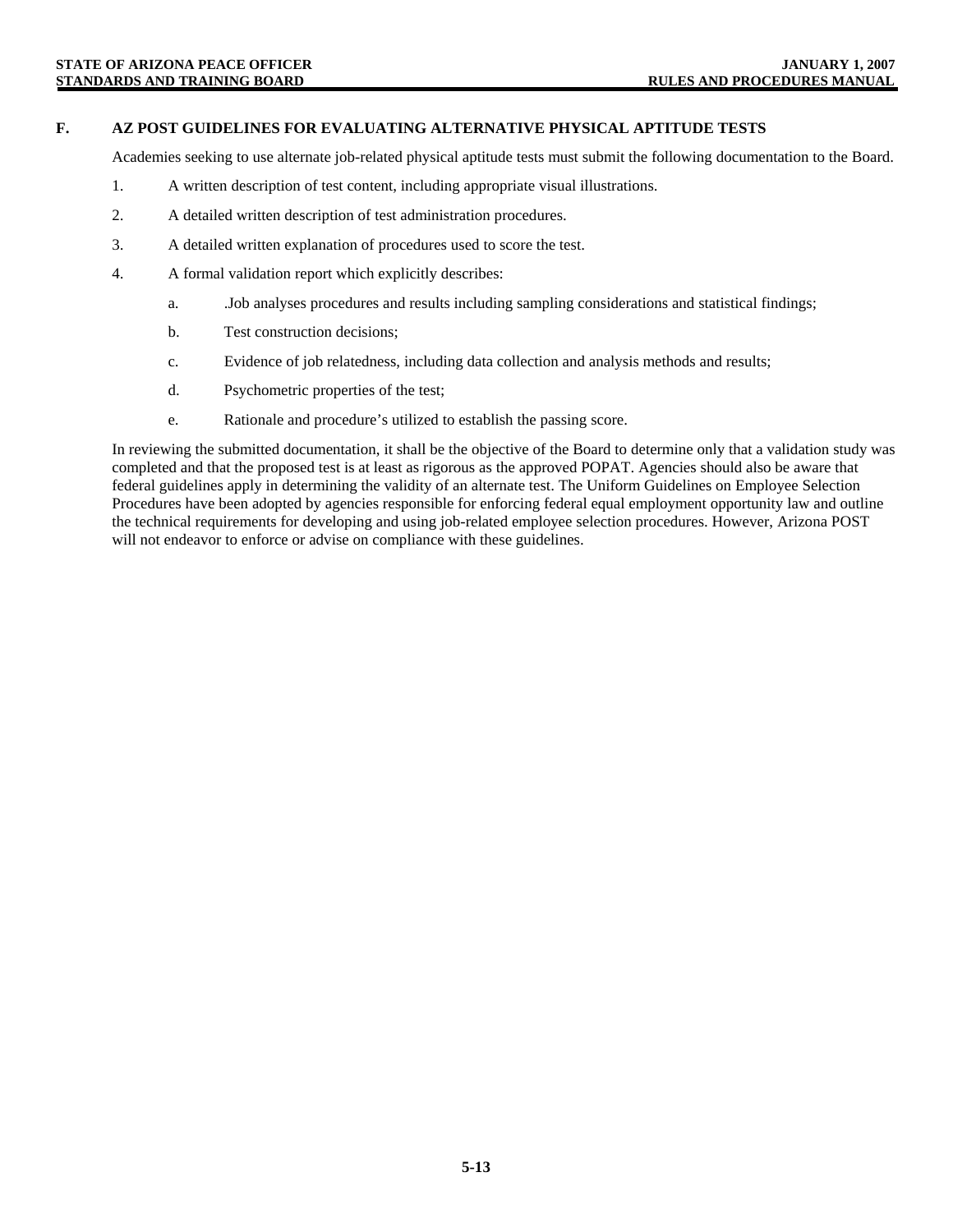## F. AZ POST GUIDELINES FOR EVALUATING ALTERNATIVE PHYSICAL APTITUDE TESTS

Academies seeking to use alternate job-related physical aptitude tests must submit the following documentation to the Board.

1. A written description of test content, including appropriate visual illustrations.
2. A detailed written description of test administration procedures.
3. A detailed written explanation of procedures used to score the test.
4. A formal validation report which explicitly describes:
   a. .Job analyses procedures and results including sampling considerations and statistical findings;
   b. Test construction decisions;
   c. Evidence of job relatedness, including data collection and analysis methods and results;
   d. Psychometric properties of the test;
   e. Rationale and procedure's utilized to establish the passing score.

In reviewing the submitted documentation, it shall be the objective of the Board to determine only that a validation study was completed and that the proposed test is at least as rigorous as the approved POPAT. Agencies should also be aware that federal guidelines apply in determining the validity of an alternate test. The Uniform Guidelines on Employee Selection Procedures have been adopted by agencies responsible for enforcing federal equal employment opportunity law and outline the technical requirements for developing and using job-related employee selection procedures. However, Arizona POST will not endeavor to enforce or advise on compliance with these guidelines.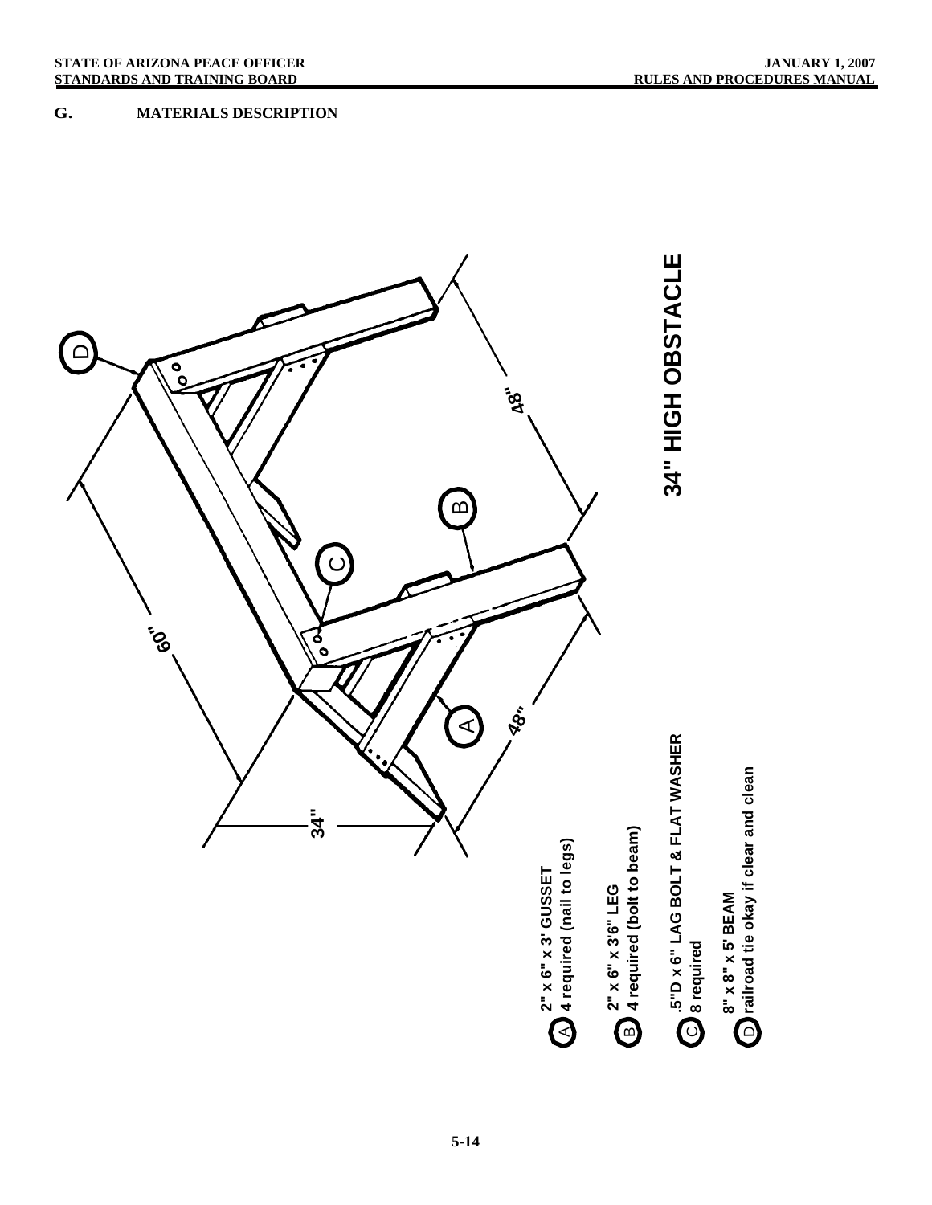## G. MATERIALS DESCRIPTION

34" HIGH OBSTACLE

60"

48"

48"

34"

A B C D

(A) 2" x 6" x 3' GUSSET
4 required (nail to legs)

(B) 2" x 6" x 3'6" LEG
4 required (bolt to beam)

(C) .5"D x 6" LAG BOLT & FLAT WASHER
8 required

(D) 8" x 8" x 5' BEAM
railroad tie okay if clear and clean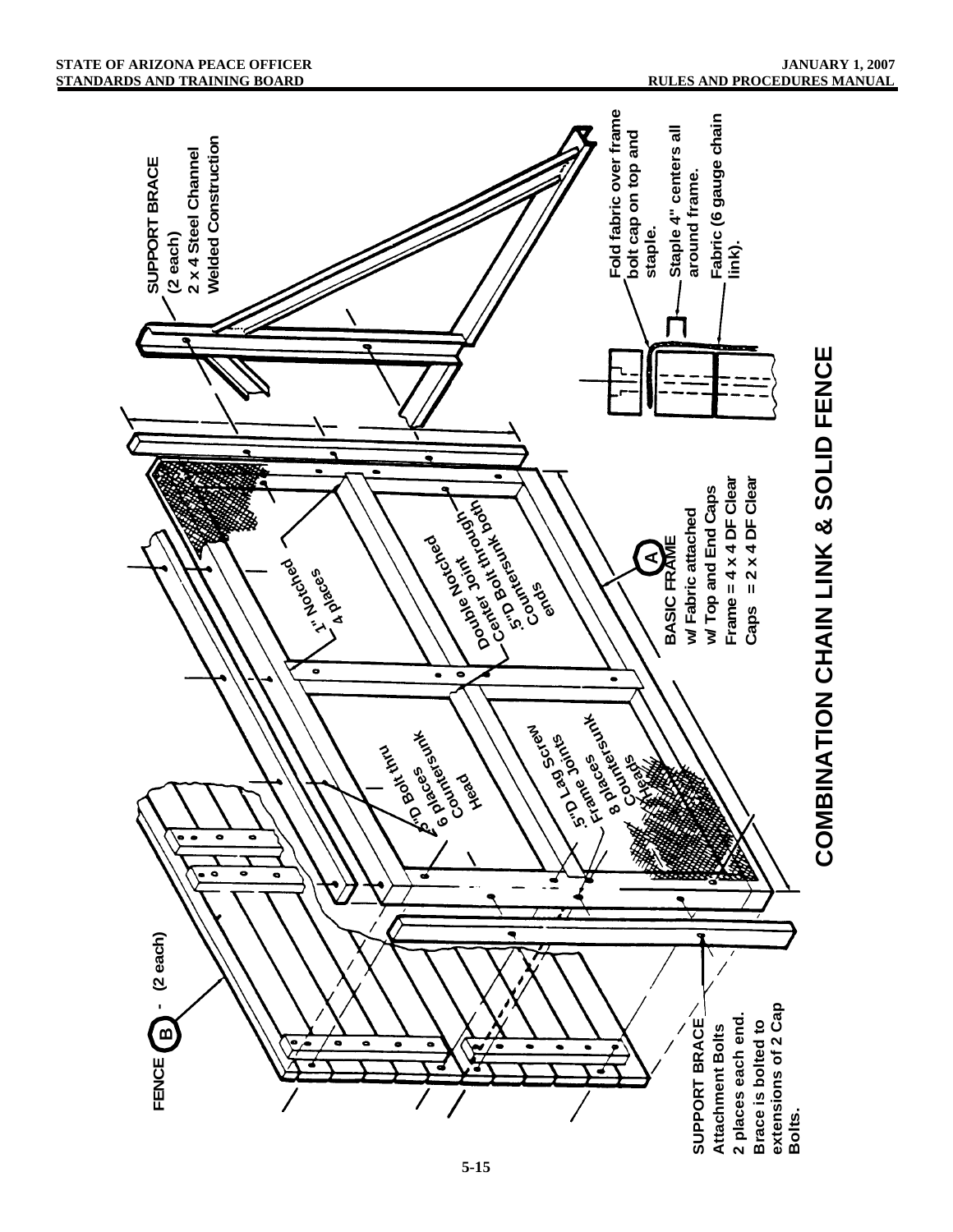# COMBINATION CHAIN LINK & SOLID FENCE

SUPPORT BRACE
(2 each)
2 x 4 Steel Channel
Welded Construction

Fold fabric over frame bolt cap on top and staple.

Staple 4" centers all around frame.

Fabric (6 gauge chain link).

1" Notched
4 places

Double Notched
Center Joint through
Center Bolt through both
.5"D Countersunk
ends

A
BASIC FRAME
w/ Fabric attached
w/ Top and End Caps
Frame = 4 x 4 DF Clear
Caps = 2 x 4 DF Clear

.5"D Bolt thru
6 places
Countersunk
Head

.5"D Lag Screw
Frame Joints
8 places
Countersunk
Heads

FENCE B - (2 each)

SUPPORT BRACE
Attachment Bolts
2 places each end.
Brace is bolted to
extensions of 2 Cap
Bolts.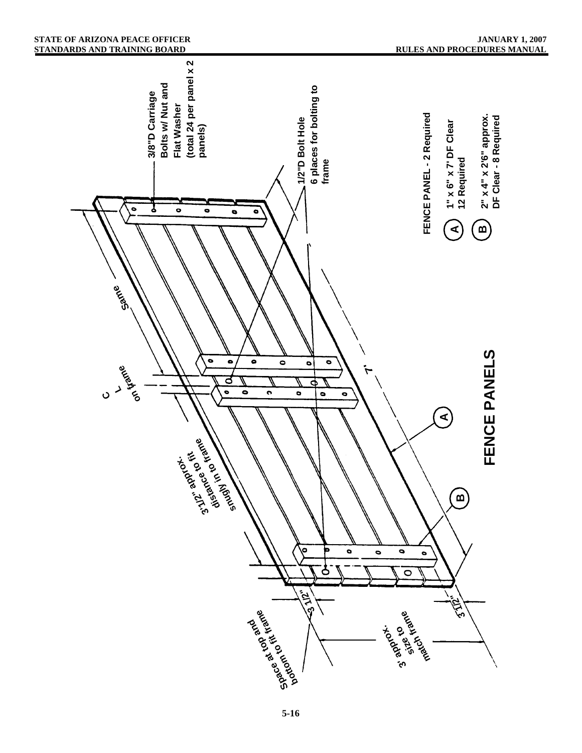# FENCE PANELS

FENCE PANEL - 2 Required

(A) 1" x 6" x 7' DF Clear 12 Required

(B) 2" x 4" x 2'6" approx. DF Clear - 8 Required

3/8"D Carriage Bolts w/ Nut and Flat Washer (total 24 per panel x 2 panels)

1/2"D Bolt Hole 6 places for bolting to frame

Same

C L on frame

3'1/2" approx. distance to fit snugly in to frame

7'

A

B

3 1/2"

3 1/2"

Space at top and bottom to fit frame

3' approx. size to match frame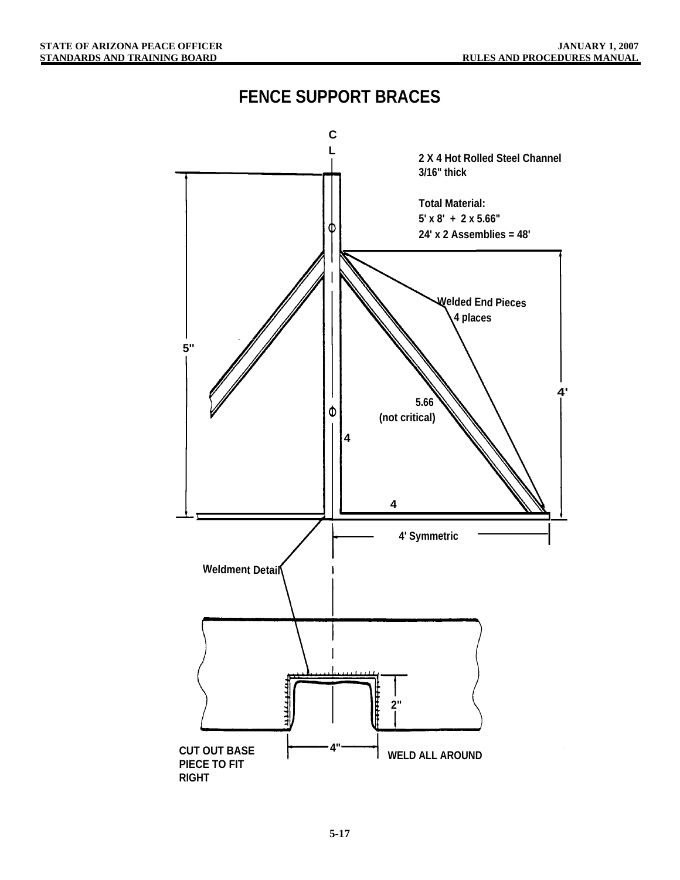# FENCE SUPPORT BRACES

C
L

2 X 4 Hot Rolled Steel Channel
3/16" thick

Total Material:
5' x 8' + 2 x 5.66"
24' x 2 Assemblies = 48'

Welded End Pieces
4 places

5"

4'

5.66
(not critical)

4

4

4' Symmetric

Weldment Detail

2"

4"

CUT OUT BASE
PIECE TO FIT
RIGHT

WELD ALL AROUND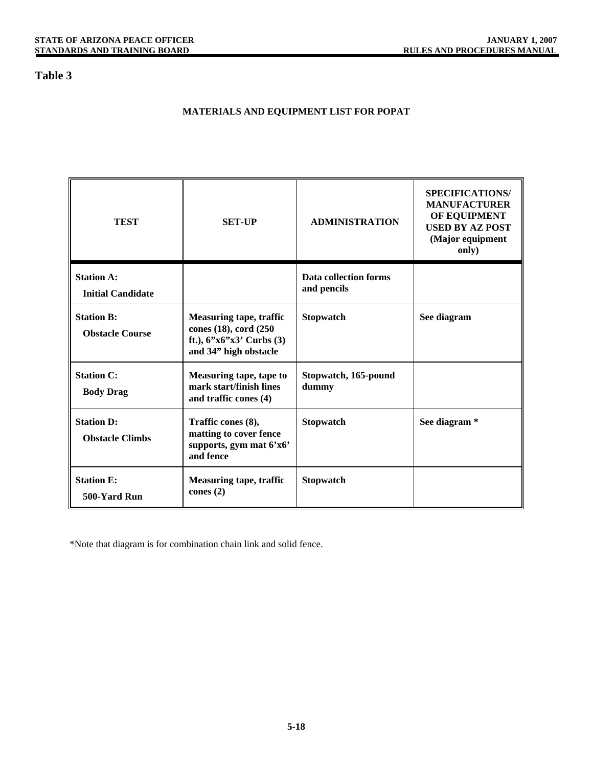## Table 3

**MATERIALS AND EQUIPMENT LIST FOR POPAT**

| TEST | SET-UP | ADMINISTRATION | SPECIFICATIONS/ MANUFACTURER OF EQUIPMENT USED BY AZ POST (Major equipment only) |
|---|---|---|---|
| **Station A:** Initial Candidate | | Data collection forms and pencils | |
| **Station B:** Obstacle Course | Measuring tape, traffic cones (18), cord (250 ft.), 6"x6"x3' Curbs (3) and 34" high obstacle | Stopwatch | See diagram |
| **Station C:** Body Drag | Measuring tape, tape to mark start/finish lines and traffic cones (4) | Stopwatch, 165-pound dummy | |
| **Station D:** Obstacle Climbs | Traffic cones (8), matting to cover fence supports, gym mat 6'x6' and fence | Stopwatch | See diagram * |
| **Station E:** 500-Yard Run | Measuring tape, traffic cones (2) | Stopwatch | |

*Note that diagram is for combination chain link and solid fence.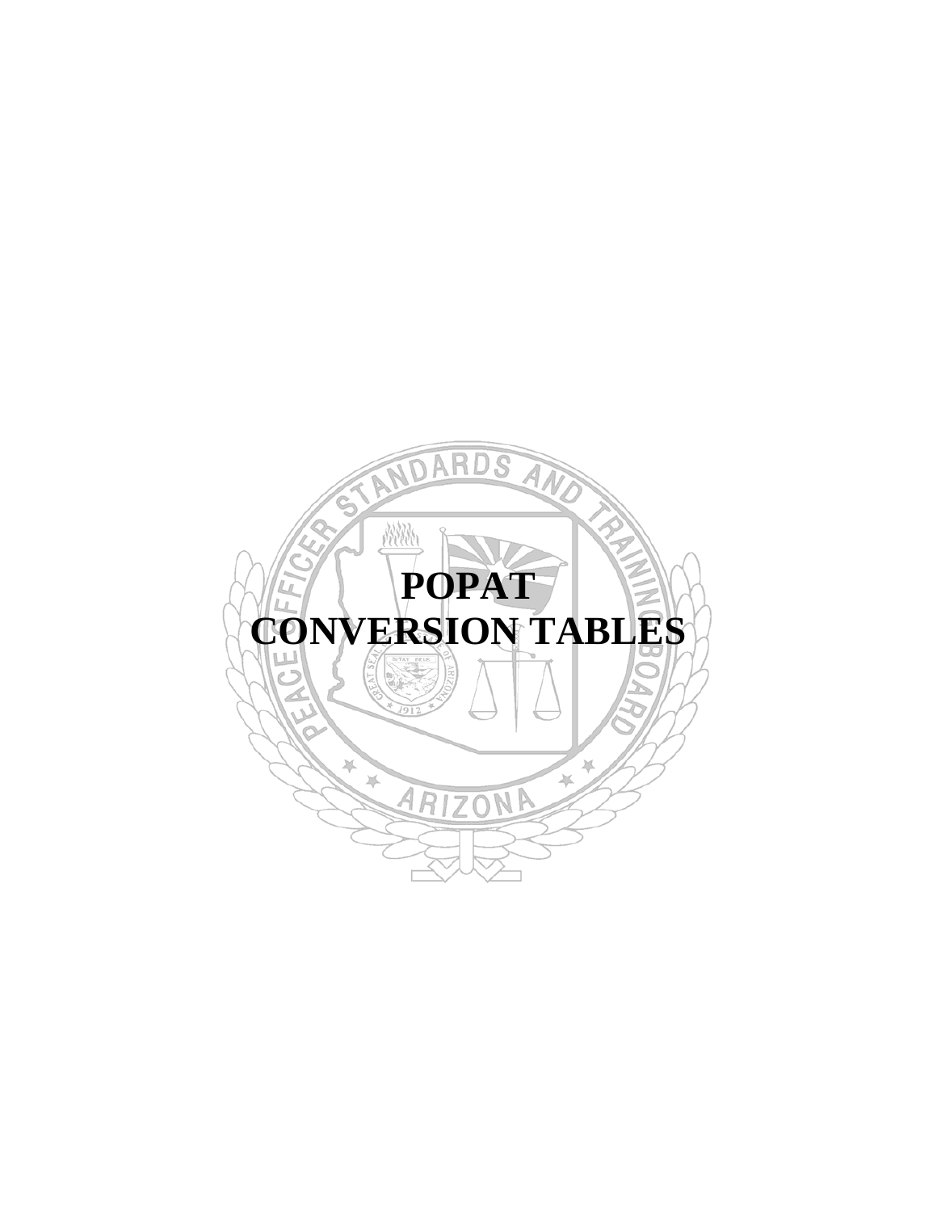# POPAT
# CONVERSION TABLES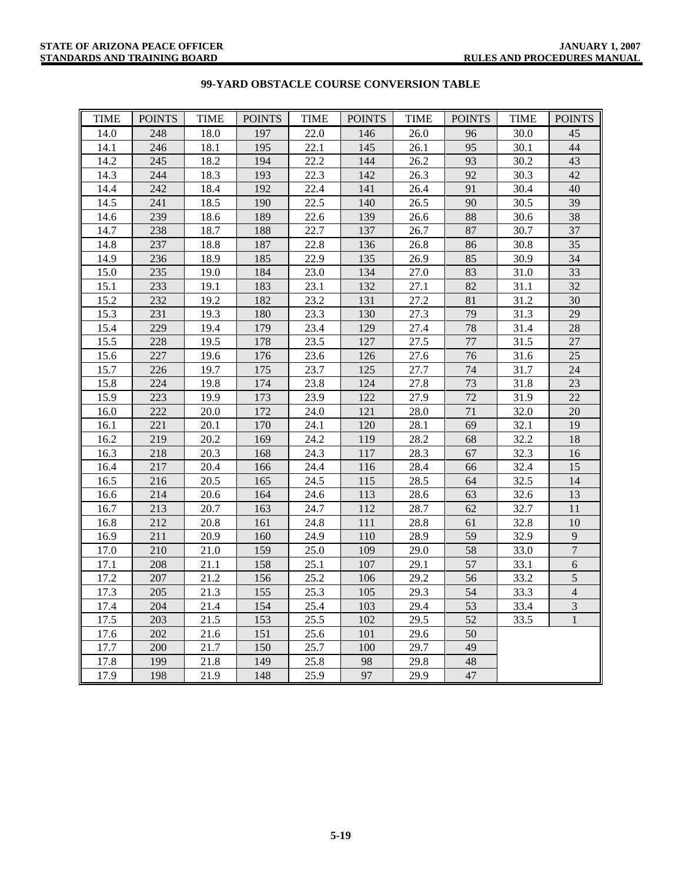## 99-YARD OBSTACLE COURSE CONVERSION TABLE

| TIME | POINTS | TIME | POINTS | TIME | POINTS | TIME | POINTS | TIME | POINTS |
|---|---|---|---|---|---|---|---|---|---|
| 14.0 | 248 | 18.0 | 197 | 22.0 | 146 | 26.0 | 96 | 30.0 | 45 |
| 14.1 | 246 | 18.1 | 195 | 22.1 | 145 | 26.1 | 95 | 30.1 | 44 |
| 14.2 | 245 | 18.2 | 194 | 22.2 | 144 | 26.2 | 93 | 30.2 | 43 |
| 14.3 | 244 | 18.3 | 193 | 22.3 | 142 | 26.3 | 92 | 30.3 | 42 |
| 14.4 | 242 | 18.4 | 192 | 22.4 | 141 | 26.4 | 91 | 30.4 | 40 |
| 14.5 | 241 | 18.5 | 190 | 22.5 | 140 | 26.5 | 90 | 30.5 | 39 |
| 14.6 | 239 | 18.6 | 189 | 22.6 | 139 | 26.6 | 88 | 30.6 | 38 |
| 14.7 | 238 | 18.7 | 188 | 22.7 | 137 | 26.7 | 87 | 30.7 | 37 |
| 14.8 | 237 | 18.8 | 187 | 22.8 | 136 | 26.8 | 86 | 30.8 | 35 |
| 14.9 | 236 | 18.9 | 185 | 22.9 | 135 | 26.9 | 85 | 30.9 | 34 |
| 15.0 | 235 | 19.0 | 184 | 23.0 | 134 | 27.0 | 83 | 31.0 | 33 |
| 15.1 | 233 | 19.1 | 183 | 23.1 | 132 | 27.1 | 82 | 31.1 | 32 |
| 15.2 | 232 | 19.2 | 182 | 23.2 | 131 | 27.2 | 81 | 31.2 | 30 |
| 15.3 | 231 | 19.3 | 180 | 23.3 | 130 | 27.3 | 79 | 31.3 | 29 |
| 15.4 | 229 | 19.4 | 179 | 23.4 | 129 | 27.4 | 78 | 31.4 | 28 |
| 15.5 | 228 | 19.5 | 178 | 23.5 | 127 | 27.5 | 77 | 31.5 | 27 |
| 15.6 | 227 | 19.6 | 176 | 23.6 | 126 | 27.6 | 76 | 31.6 | 25 |
| 15.7 | 226 | 19.7 | 175 | 23.7 | 125 | 27.7 | 74 | 31.7 | 24 |
| 15.8 | 224 | 19.8 | 174 | 23.8 | 124 | 27.8 | 73 | 31.8 | 23 |
| 15.9 | 223 | 19.9 | 173 | 23.9 | 122 | 27.9 | 72 | 31.9 | 22 |
| 16.0 | 222 | 20.0 | 172 | 24.0 | 121 | 28.0 | 71 | 32.0 | 20 |
| 16.1 | 221 | 20.1 | 170 | 24.1 | 120 | 28.1 | 69 | 32.1 | 19 |
| 16.2 | 219 | 20.2 | 169 | 24.2 | 119 | 28.2 | 68 | 32.2 | 18 |
| 16.3 | 218 | 20.3 | 168 | 24.3 | 117 | 28.3 | 67 | 32.3 | 16 |
| 16.4 | 217 | 20.4 | 166 | 24.4 | 116 | 28.4 | 66 | 32.4 | 15 |
| 16.5 | 216 | 20.5 | 165 | 24.5 | 115 | 28.5 | 64 | 32.5 | 14 |
| 16.6 | 214 | 20.6 | 164 | 24.6 | 113 | 28.6 | 63 | 32.6 | 13 |
| 16.7 | 213 | 20.7 | 163 | 24.7 | 112 | 28.7 | 62 | 32.7 | 11 |
| 16.8 | 212 | 20.8 | 161 | 24.8 | 111 | 28.8 | 61 | 32.8 | 10 |
| 16.9 | 211 | 20.9 | 160 | 24.9 | 110 | 28.9 | 59 | 32.9 | 9 |
| 17.0 | 210 | 21.0 | 159 | 25.0 | 109 | 29.0 | 58 | 33.0 | 7 |
| 17.1 | 208 | 21.1 | 158 | 25.1 | 107 | 29.1 | 57 | 33.1 | 6 |
| 17.2 | 207 | 21.2 | 156 | 25.2 | 106 | 29.2 | 56 | 33.2 | 5 |
| 17.3 | 205 | 21.3 | 155 | 25.3 | 105 | 29.3 | 54 | 33.3 | 4 |
| 17.4 | 204 | 21.4 | 154 | 25.4 | 103 | 29.4 | 53 | 33.4 | 3 |
| 17.5 | 203 | 21.5 | 153 | 25.5 | 102 | 29.5 | 52 | 33.5 | 1 |
| 17.6 | 202 | 21.6 | 151 | 25.6 | 101 | 29.6 | 50 | | |
| 17.7 | 200 | 21.7 | 150 | 25.7 | 100 | 29.7 | 49 | | |
| 17.8 | 199 | 21.8 | 149 | 25.8 | 98 | 29.8 | 48 | | |
| 17.9 | 198 | 21.9 | 148 | 25.9 | 97 | 29.9 | 47 | | |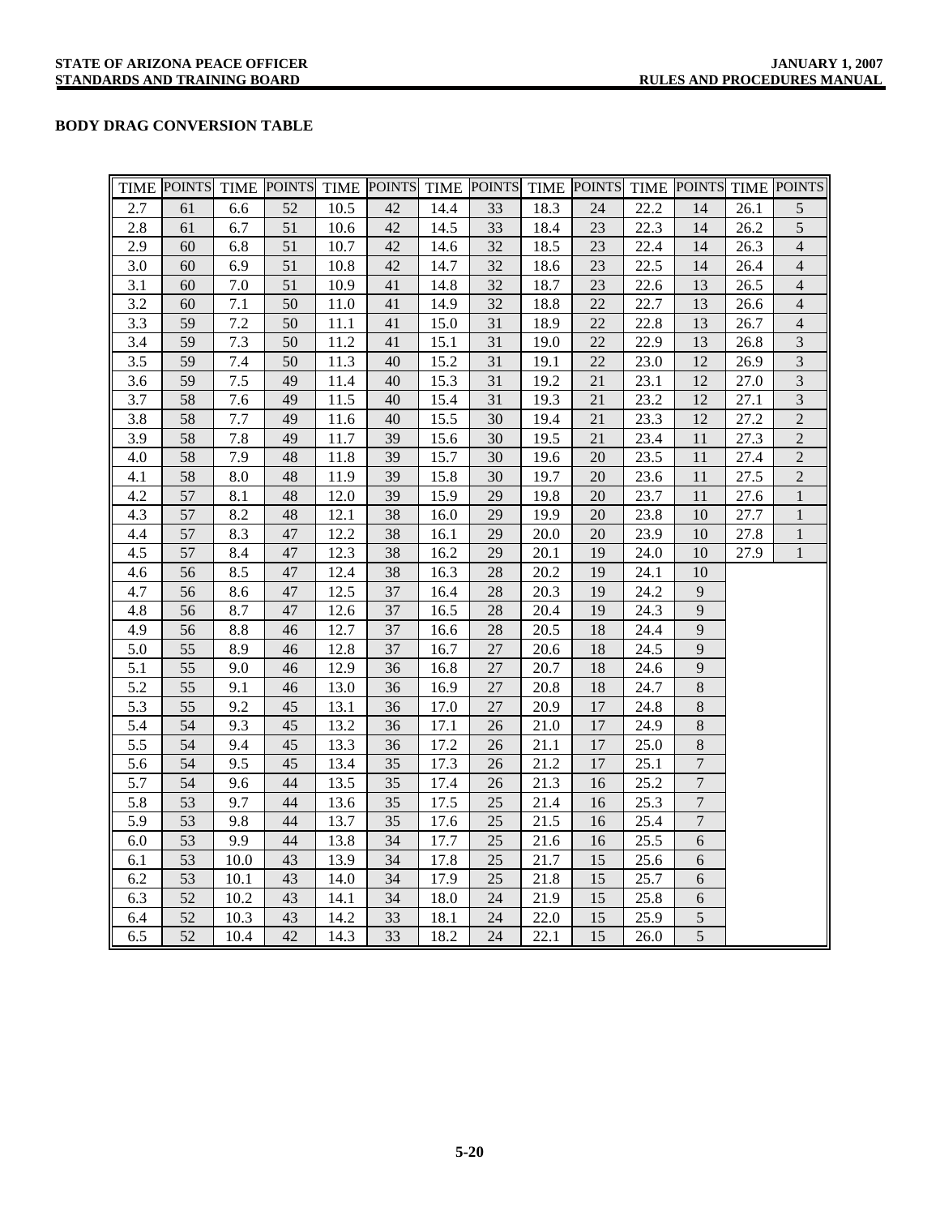**BODY DRAG CONVERSION TABLE**

| TIME | POINTS | TIME | POINTS | TIME | POINTS | TIME | POINTS | TIME | POINTS | TIME | POINTS | TIME | POINTS |
|---|---|---|---|---|---|---|---|---|---|---|---|---|---|
| 2.7 | 61 | 6.6 | 52 | 10.5 | 42 | 14.4 | 33 | 18.3 | 24 | 22.2 | 14 | 26.1 | 5 |
| 2.8 | 61 | 6.7 | 51 | 10.6 | 42 | 14.5 | 33 | 18.4 | 23 | 22.3 | 14 | 26.2 | 5 |
| 2.9 | 60 | 6.8 | 51 | 10.7 | 42 | 14.6 | 32 | 18.5 | 23 | 22.4 | 14 | 26.3 | 4 |
| 3.0 | 60 | 6.9 | 51 | 10.8 | 42 | 14.7 | 32 | 18.6 | 23 | 22.5 | 14 | 26.4 | 4 |
| 3.1 | 60 | 7.0 | 51 | 10.9 | 41 | 14.8 | 32 | 18.7 | 23 | 22.6 | 13 | 26.5 | 4 |
| 3.2 | 60 | 7.1 | 50 | 11.0 | 41 | 14.9 | 32 | 18.8 | 22 | 22.7 | 13 | 26.6 | 4 |
| 3.3 | 59 | 7.2 | 50 | 11.1 | 41 | 15.0 | 31 | 18.9 | 22 | 22.8 | 13 | 26.7 | 4 |
| 3.4 | 59 | 7.3 | 50 | 11.2 | 41 | 15.1 | 31 | 19.0 | 22 | 22.9 | 13 | 26.8 | 3 |
| 3.5 | 59 | 7.4 | 50 | 11.3 | 40 | 15.2 | 31 | 19.1 | 22 | 23.0 | 12 | 26.9 | 3 |
| 3.6 | 59 | 7.5 | 49 | 11.4 | 40 | 15.3 | 31 | 19.2 | 21 | 23.1 | 12 | 27.0 | 3 |
| 3.7 | 58 | 7.6 | 49 | 11.5 | 40 | 15.4 | 31 | 19.3 | 21 | 23.2 | 12 | 27.1 | 3 |
| 3.8 | 58 | 7.7 | 49 | 11.6 | 40 | 15.5 | 30 | 19.4 | 21 | 23.3 | 12 | 27.2 | 2 |
| 3.9 | 58 | 7.8 | 49 | 11.7 | 39 | 15.6 | 30 | 19.5 | 21 | 23.4 | 11 | 27.3 | 2 |
| 4.0 | 58 | 7.9 | 48 | 11.8 | 39 | 15.7 | 30 | 19.6 | 20 | 23.5 | 11 | 27.4 | 2 |
| 4.1 | 58 | 8.0 | 48 | 11.9 | 39 | 15.8 | 30 | 19.7 | 20 | 23.6 | 11 | 27.5 | 2 |
| 4.2 | 57 | 8.1 | 48 | 12.0 | 39 | 15.9 | 29 | 19.8 | 20 | 23.7 | 11 | 27.6 | 1 |
| 4.3 | 57 | 8.2 | 48 | 12.1 | 38 | 16.0 | 29 | 19.9 | 20 | 23.8 | 10 | 27.7 | 1 |
| 4.4 | 57 | 8.3 | 47 | 12.2 | 38 | 16.1 | 29 | 20.0 | 20 | 23.9 | 10 | 27.8 | 1 |
| 4.5 | 57 | 8.4 | 47 | 12.3 | 38 | 16.2 | 29 | 20.1 | 19 | 24.0 | 10 | 27.9 | 1 |
| 4.6 | 56 | 8.5 | 47 | 12.4 | 38 | 16.3 | 28 | 20.2 | 19 | 24.1 | 10 | | |
| 4.7 | 56 | 8.6 | 47 | 12.5 | 37 | 16.4 | 28 | 20.3 | 19 | 24.2 | 9 | | |
| 4.8 | 56 | 8.7 | 47 | 12.6 | 37 | 16.5 | 28 | 20.4 | 19 | 24.3 | 9 | | |
| 4.9 | 56 | 8.8 | 46 | 12.7 | 37 | 16.6 | 28 | 20.5 | 18 | 24.4 | 9 | | |
| 5.0 | 55 | 8.9 | 46 | 12.8 | 37 | 16.7 | 27 | 20.6 | 18 | 24.5 | 9 | | |
| 5.1 | 55 | 9.0 | 46 | 12.9 | 36 | 16.8 | 27 | 20.7 | 18 | 24.6 | 9 | | |
| 5.2 | 55 | 9.1 | 46 | 13.0 | 36 | 16.9 | 27 | 20.8 | 18 | 24.7 | 8 | | |
| 5.3 | 55 | 9.2 | 45 | 13.1 | 36 | 17.0 | 27 | 20.9 | 17 | 24.8 | 8 | | |
| 5.4 | 54 | 9.3 | 45 | 13.2 | 36 | 17.1 | 26 | 21.0 | 17 | 24.9 | 8 | | |
| 5.5 | 54 | 9.4 | 45 | 13.3 | 36 | 17.2 | 26 | 21.1 | 17 | 25.0 | 8 | | |
| 5.6 | 54 | 9.5 | 45 | 13.4 | 35 | 17.3 | 26 | 21.2 | 17 | 25.1 | 7 | | |
| 5.7 | 54 | 9.6 | 44 | 13.5 | 35 | 17.4 | 26 | 21.3 | 16 | 25.2 | 7 | | |
| 5.8 | 53 | 9.7 | 44 | 13.6 | 35 | 17.5 | 25 | 21.4 | 16 | 25.3 | 7 | | |
| 5.9 | 53 | 9.8 | 44 | 13.7 | 35 | 17.6 | 25 | 21.5 | 16 | 25.4 | 7 | | |
| 6.0 | 53 | 9.9 | 44 | 13.8 | 34 | 17.7 | 25 | 21.6 | 16 | 25.5 | 6 | | |
| 6.1 | 53 | 10.0 | 43 | 13.9 | 34 | 17.8 | 25 | 21.7 | 15 | 25.6 | 6 | | |
| 6.2 | 53 | 10.1 | 43 | 14.0 | 34 | 17.9 | 25 | 21.8 | 15 | 25.7 | 6 | | |
| 6.3 | 52 | 10.2 | 43 | 14.1 | 34 | 18.0 | 24 | 21.9 | 15 | 25.8 | 6 | | |
| 6.4 | 52 | 10.3 | 43 | 14.2 | 33 | 18.1 | 24 | 22.0 | 15 | 25.9 | 5 | | |
| 6.5 | 52 | 10.4 | 42 | 14.3 | 33 | 18.2 | 24 | 22.1 | 15 | 26.0 | 5 | | |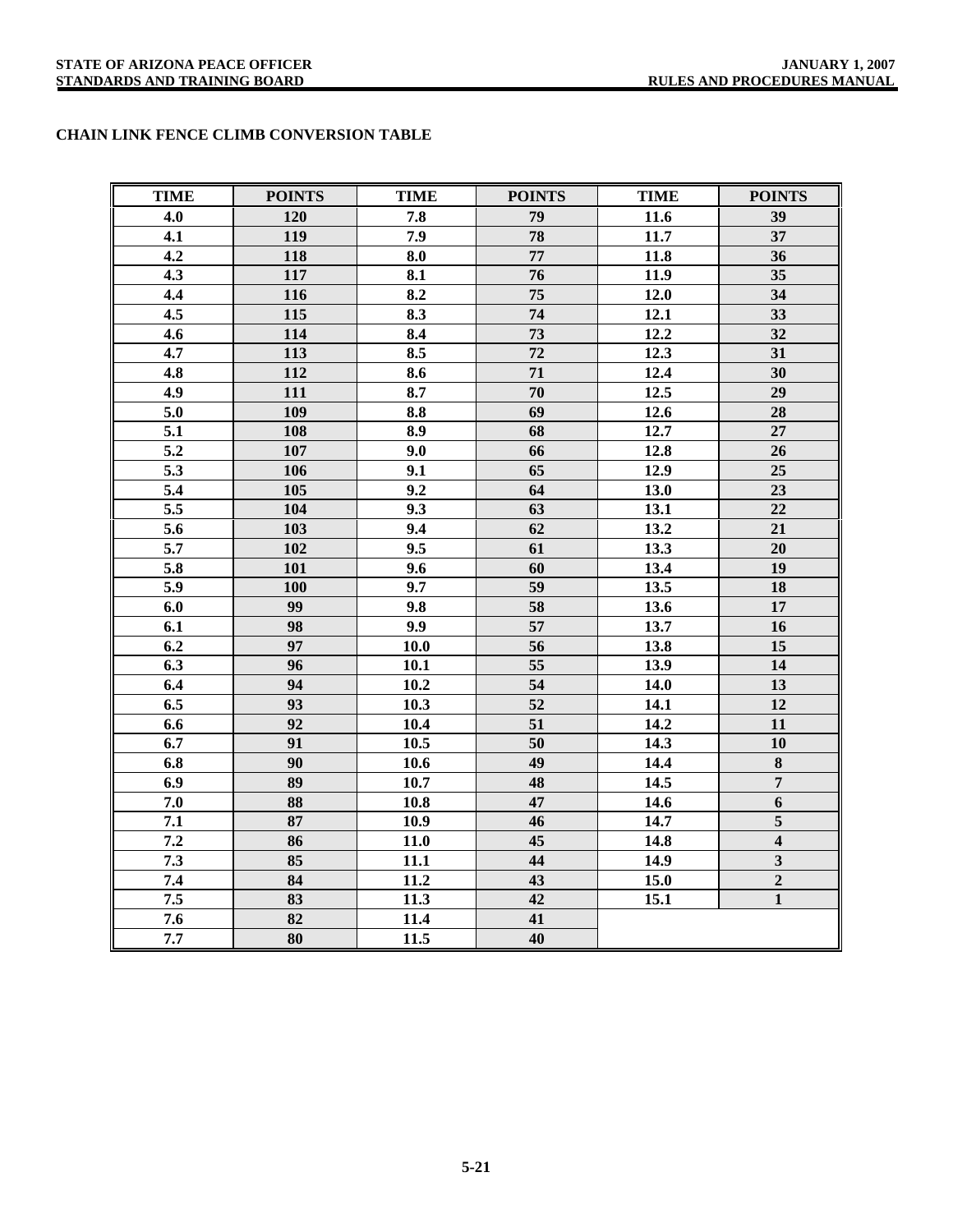### CHAIN LINK FENCE CLIMB CONVERSION TABLE

| TIME | POINTS | TIME | POINTS | TIME | POINTS |
|---|---|---|---|---|---|
| 4.0 | 120 | 7.8 | 79 | 11.6 | 39 |
| 4.1 | 119 | 7.9 | 78 | 11.7 | 37 |
| 4.2 | 118 | 8.0 | 77 | 11.8 | 36 |
| 4.3 | 117 | 8.1 | 76 | 11.9 | 35 |
| 4.4 | 116 | 8.2 | 75 | 12.0 | 34 |
| 4.5 | 115 | 8.3 | 74 | 12.1 | 33 |
| 4.6 | 114 | 8.4 | 73 | 12.2 | 32 |
| 4.7 | 113 | 8.5 | 72 | 12.3 | 31 |
| 4.8 | 112 | 8.6 | 71 | 12.4 | 30 |
| 4.9 | 111 | 8.7 | 70 | 12.5 | 29 |
| 5.0 | 109 | 8.8 | 69 | 12.6 | 28 |
| 5.1 | 108 | 8.9 | 68 | 12.7 | 27 |
| 5.2 | 107 | 9.0 | 66 | 12.8 | 26 |
| 5.3 | 106 | 9.1 | 65 | 12.9 | 25 |
| 5.4 | 105 | 9.2 | 64 | 13.0 | 23 |
| 5.5 | 104 | 9.3 | 63 | 13.1 | 22 |
| 5.6 | 103 | 9.4 | 62 | 13.2 | 21 |
| 5.7 | 102 | 9.5 | 61 | 13.3 | 20 |
| 5.8 | 101 | 9.6 | 60 | 13.4 | 19 |
| 5.9 | 100 | 9.7 | 59 | 13.5 | 18 |
| 6.0 | 99 | 9.8 | 58 | 13.6 | 17 |
| 6.1 | 98 | 9.9 | 57 | 13.7 | 16 |
| 6.2 | 97 | 10.0 | 56 | 13.8 | 15 |
| 6.3 | 96 | 10.1 | 55 | 13.9 | 14 |
| 6.4 | 94 | 10.2 | 54 | 14.0 | 13 |
| 6.5 | 93 | 10.3 | 52 | 14.1 | 12 |
| 6.6 | 92 | 10.4 | 51 | 14.2 | 11 |
| 6.7 | 91 | 10.5 | 50 | 14.3 | 10 |
| 6.8 | 90 | 10.6 | 49 | 14.4 | 8 |
| 6.9 | 89 | 10.7 | 48 | 14.5 | 7 |
| 7.0 | 88 | 10.8 | 47 | 14.6 | 6 |
| 7.1 | 87 | 10.9 | 46 | 14.7 | 5 |
| 7.2 | 86 | 11.0 | 45 | 14.8 | 4 |
| 7.3 | 85 | 11.1 | 44 | 14.9 | 3 |
| 7.4 | 84 | 11.2 | 43 | 15.0 | 2 |
| 7.5 | 83 | 11.3 | 42 | 15.1 | 1 |
| 7.6 | 82 | 11.4 | 41 | | |
| 7.7 | 80 | 11.5 | 40 | | |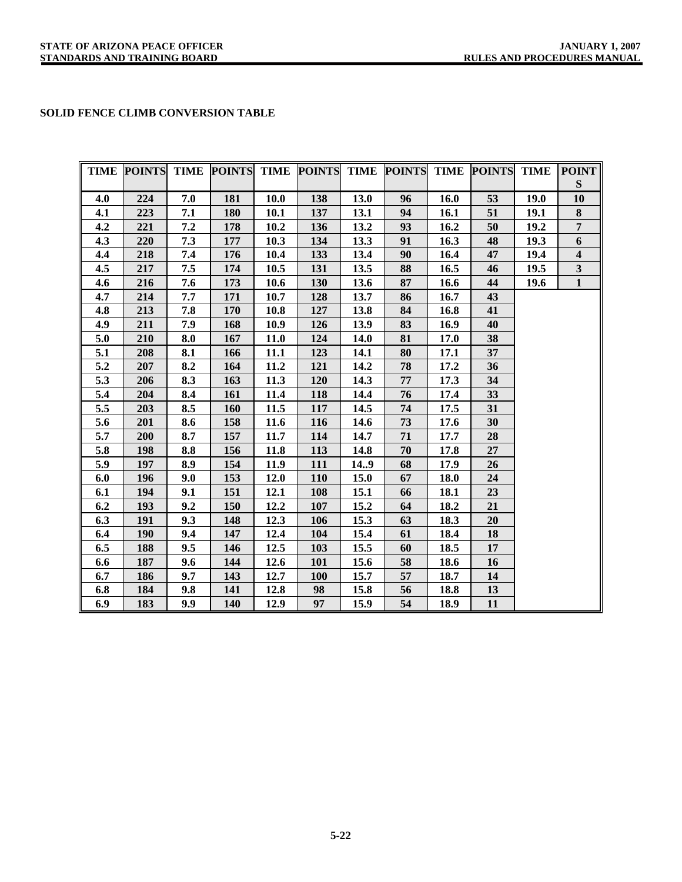## SOLID FENCE CLIMB CONVERSION TABLE

| TIME | POINTS | TIME | POINTS | TIME | POINTS | TIME | POINTS | TIME | POINTS | TIME | POINTS |
|---|---|---|---|---|---|---|---|---|---|---|---|
| 4.0 | 224 | 7.0 | 181 | 10.0 | 138 | 13.0 | 96 | 16.0 | 53 | 19.0 | 10 |
| 4.1 | 223 | 7.1 | 180 | 10.1 | 137 | 13.1 | 94 | 16.1 | 51 | 19.1 | 8 |
| 4.2 | 221 | 7.2 | 178 | 10.2 | 136 | 13.2 | 93 | 16.2 | 50 | 19.2 | 7 |
| 4.3 | 220 | 7.3 | 177 | 10.3 | 134 | 13.3 | 91 | 16.3 | 48 | 19.3 | 6 |
| 4.4 | 218 | 7.4 | 176 | 10.4 | 133 | 13.4 | 90 | 16.4 | 47 | 19.4 | 4 |
| 4.5 | 217 | 7.5 | 174 | 10.5 | 131 | 13.5 | 88 | 16.5 | 46 | 19.5 | 3 |
| 4.6 | 216 | 7.6 | 173 | 10.6 | 130 | 13.6 | 87 | 16.6 | 44 | 19.6 | 1 |
| 4.7 | 214 | 7.7 | 171 | 10.7 | 128 | 13.7 | 86 | 16.7 | 43 | | |
| 4.8 | 213 | 7.8 | 170 | 10.8 | 127 | 13.8 | 84 | 16.8 | 41 | | |
| 4.9 | 211 | 7.9 | 168 | 10.9 | 126 | 13.9 | 83 | 16.9 | 40 | | |
| 5.0 | 210 | 8.0 | 167 | 11.0 | 124 | 14.0 | 81 | 17.0 | 38 | | |
| 5.1 | 208 | 8.1 | 166 | 11.1 | 123 | 14.1 | 80 | 17.1 | 37 | | |
| 5.2 | 207 | 8.2 | 164 | 11.2 | 121 | 14.2 | 78 | 17.2 | 36 | | |
| 5.3 | 206 | 8.3 | 163 | 11.3 | 120 | 14.3 | 77 | 17.3 | 34 | | |
| 5.4 | 204 | 8.4 | 161 | 11.4 | 118 | 14.4 | 76 | 17.4 | 33 | | |
| 5.5 | 203 | 8.5 | 160 | 11.5 | 117 | 14.5 | 74 | 17.5 | 31 | | |
| 5.6 | 201 | 8.6 | 158 | 11.6 | 116 | 14.6 | 73 | 17.6 | 30 | | |
| 5.7 | 200 | 8.7 | 157 | 11.7 | 114 | 14.7 | 71 | 17.7 | 28 | | |
| 5.8 | 198 | 8.8 | 156 | 11.8 | 113 | 14.8 | 70 | 17.8 | 27 | | |
| 5.9 | 197 | 8.9 | 154 | 11.9 | 111 | 14..9 | 68 | 17.9 | 26 | | |
| 6.0 | 196 | 9.0 | 153 | 12.0 | 110 | 15.0 | 67 | 18.0 | 24 | | |
| 6.1 | 194 | 9.1 | 151 | 12.1 | 108 | 15.1 | 66 | 18.1 | 23 | | |
| 6.2 | 193 | 9.2 | 150 | 12.2 | 107 | 15.2 | 64 | 18.2 | 21 | | |
| 6.3 | 191 | 9.3 | 148 | 12.3 | 106 | 15.3 | 63 | 18.3 | 20 | | |
| 6.4 | 190 | 9.4 | 147 | 12.4 | 104 | 15.4 | 61 | 18.4 | 18 | | |
| 6.5 | 188 | 9.5 | 146 | 12.5 | 103 | 15.5 | 60 | 18.5 | 17 | | |
| 6.6 | 187 | 9.6 | 144 | 12.6 | 101 | 15.6 | 58 | 18.6 | 16 | | |
| 6.7 | 186 | 9.7 | 143 | 12.7 | 100 | 15.7 | 57 | 18.7 | 14 | | |
| 6.8 | 184 | 9.8 | 141 | 12.8 | 98 | 15.8 | 56 | 18.8 | 13 | | |
| 6.9 | 183 | 9.9 | 140 | 12.9 | 97 | 15.9 | 54 | 18.9 | 11 | | |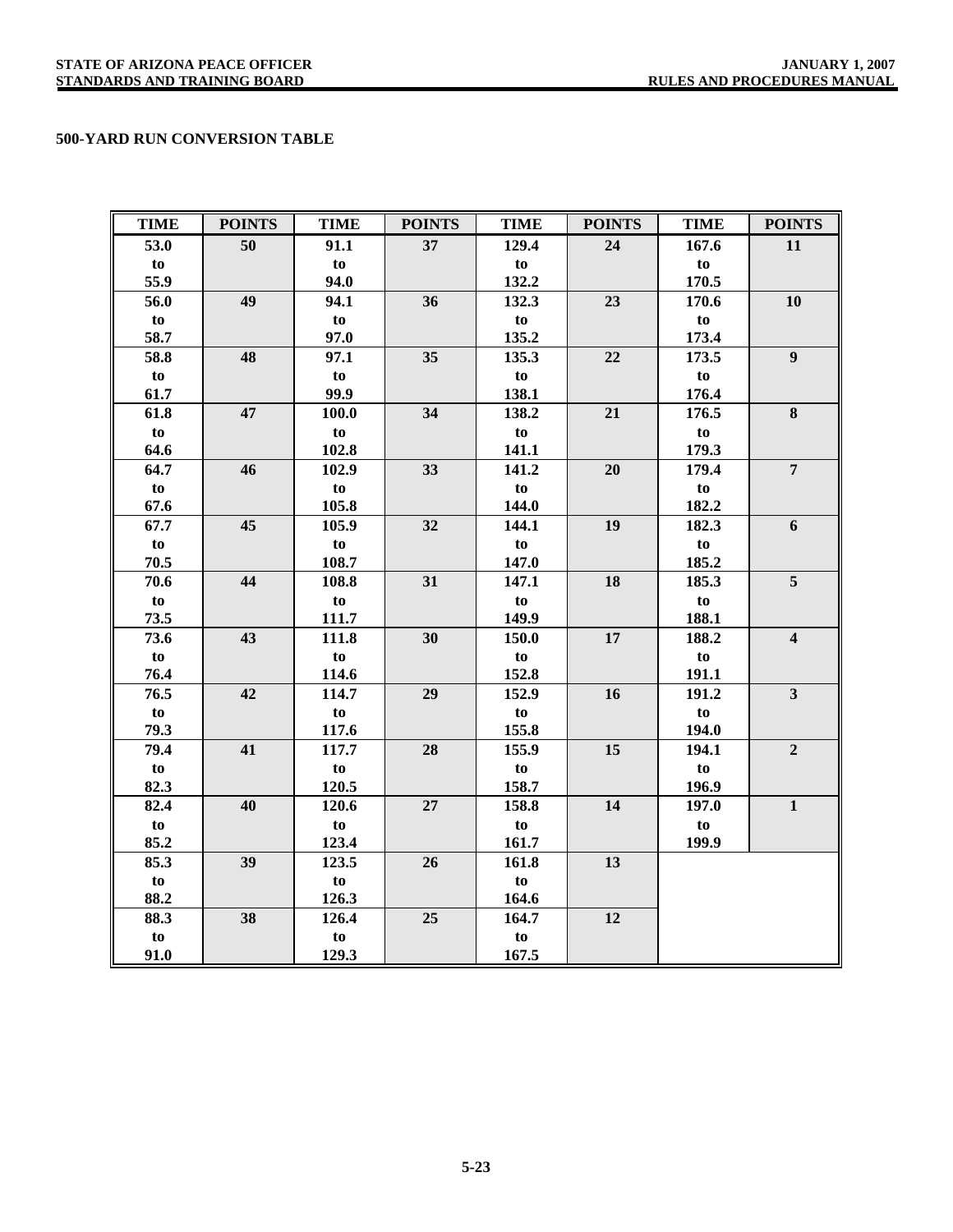**500-YARD RUN CONVERSION TABLE**

| TIME | POINTS | TIME | POINTS | TIME | POINTS | TIME | POINTS |
|---|---|---|---|---|---|---|---|
| 53.0 to 55.9 | 50 | 91.1 to 94.0 | 37 | 129.4 to 132.2 | 24 | 167.6 to 170.5 | 11 |
| 56.0 to 58.7 | 49 | 94.1 to 97.0 | 36 | 132.3 to 135.2 | 23 | 170.6 to 173.4 | 10 |
| 58.8 to 61.7 | 48 | 97.1 to 99.9 | 35 | 135.3 to 138.1 | 22 | 173.5 to 176.4 | 9 |
| 61.8 to 64.6 | 47 | 100.0 to 102.8 | 34 | 138.2 to 141.1 | 21 | 176.5 to 179.3 | 8 |
| 64.7 to 67.6 | 46 | 102.9 to 105.8 | 33 | 141.2 to 144.0 | 20 | 179.4 to 182.2 | 7 |
| 67.7 to 70.5 | 45 | 105.9 to 108.7 | 32 | 144.1 to 147.0 | 19 | 182.3 to 185.2 | 6 |
| 70.6 to 73.5 | 44 | 108.8 to 111.7 | 31 | 147.1 to 149.9 | 18 | 185.3 to 188.1 | 5 |
| 73.6 to 76.4 | 43 | 111.8 to 114.6 | 30 | 150.0 to 152.8 | 17 | 188.2 to 191.1 | 4 |
| 76.5 to 79.3 | 42 | 114.7 to 117.6 | 29 | 152.9 to 155.8 | 16 | 191.2 to 194.0 | 3 |
| 79.4 to 82.3 | 41 | 117.7 to 120.5 | 28 | 155.9 to 158.7 | 15 | 194.1 to 196.9 | 2 |
| 82.4 to 85.2 | 40 | 120.6 to 123.4 | 27 | 158.8 to 161.7 | 14 | 197.0 to 199.9 | 1 |
| 85.3 to 88.2 | 39 | 123.5 to 126.3 | 26 | 161.8 to 164.6 | 13 | | |
| 88.3 to 91.0 | 38 | 126.4 to 129.3 | 25 | 164.7 to 167.5 | 12 | | |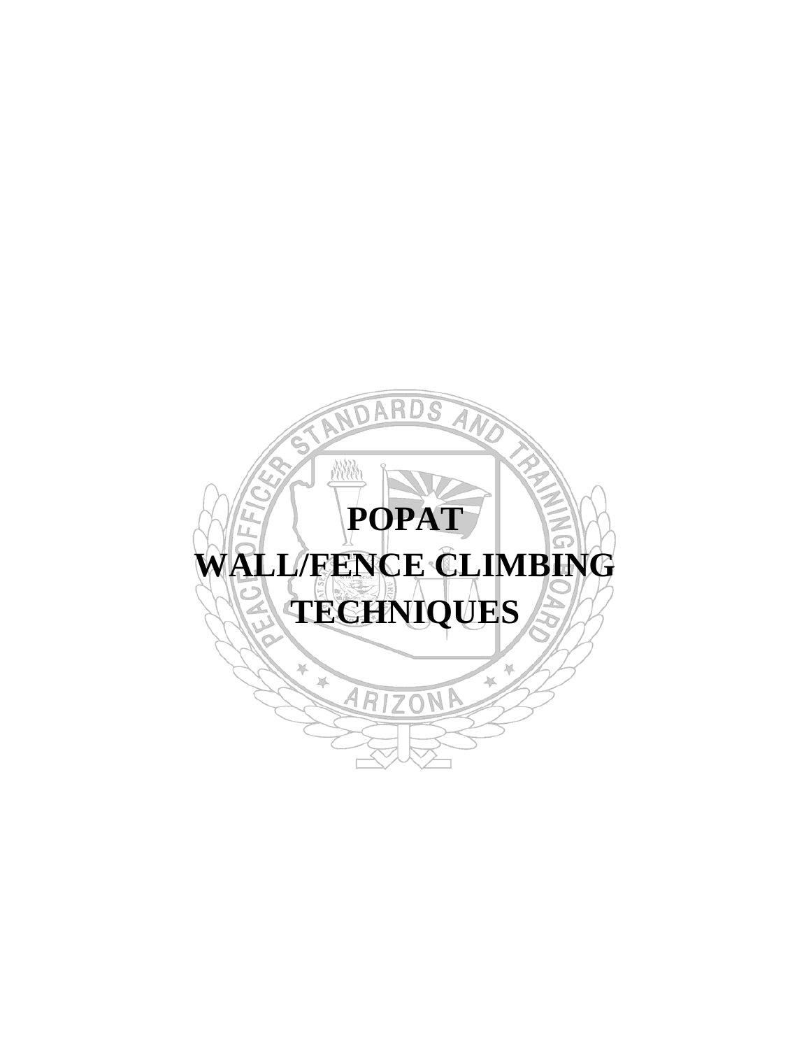# POPAT

# WALL/FENCE CLIMBING TECHNIQUES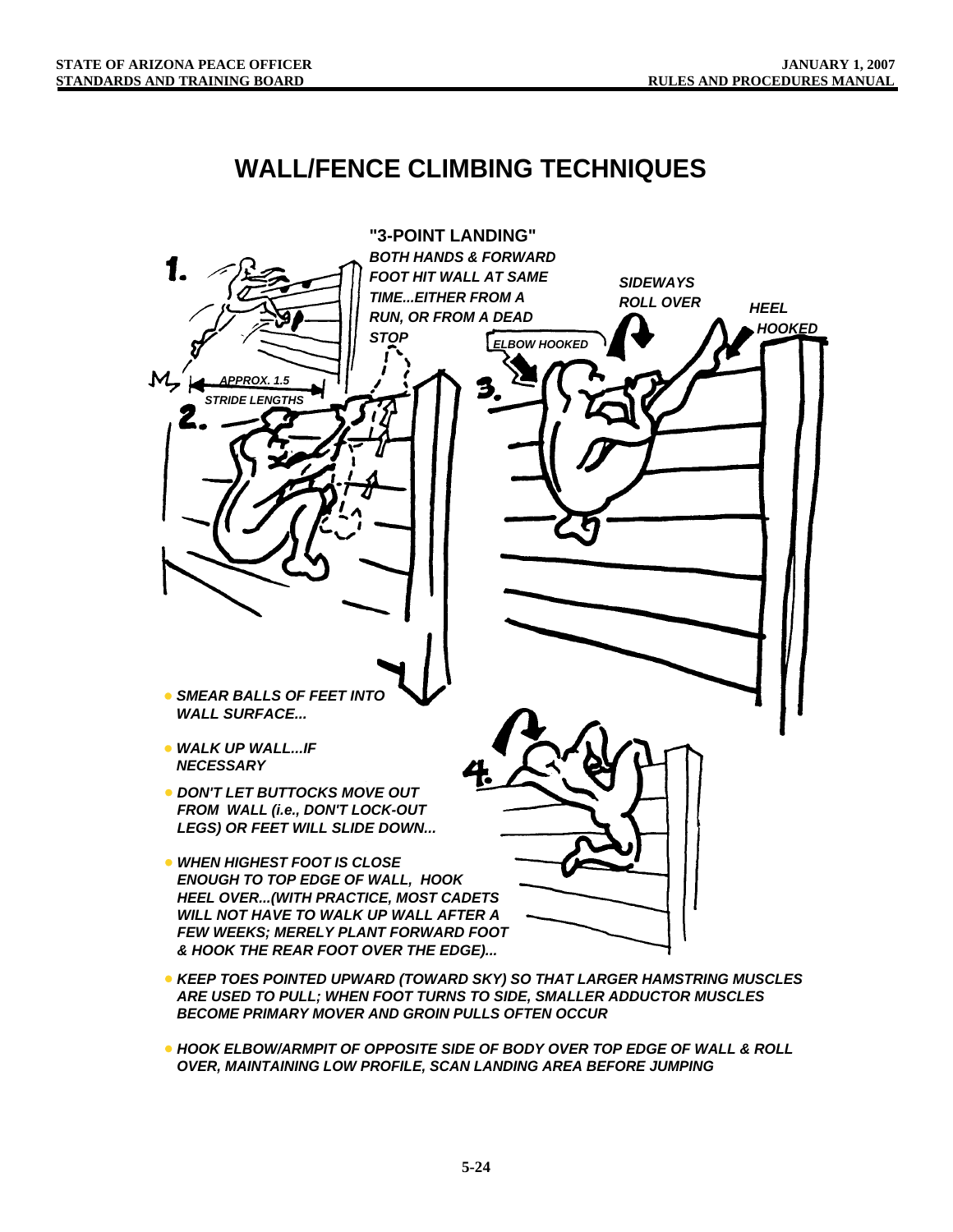# WALL/FENCE CLIMBING TECHNIQUES

**"3-POINT LANDING"**

***BOTH HANDS & FORWARD FOOT HIT WALL AT SAME TIME...EITHER FROM A RUN, OR FROM A DEAD STOP***

1.

2.

*APPROX. 1.5 STRIDE LENGTHS*

3.

*ELBOW HOOKED*

*SIDEWAYS ROLL OVER*

*HEEL HOOKED*

4.

- ***SMEAR BALLS OF FEET INTO WALL SURFACE...***
- ***WALK UP WALL...IF NECESSARY***
- ***DON'T LET BUTTOCKS MOVE OUT FROM WALL (i.e., DON'T LOCK-OUT LEGS) OR FEET WILL SLIDE DOWN...***
- ***WHEN HIGHEST FOOT IS CLOSE ENOUGH TO TOP EDGE OF WALL, HOOK HEEL OVER...(WITH PRACTICE, MOST CADETS WILL NOT HAVE TO WALK UP WALL AFTER A FEW WEEKS; MERELY PLANT FORWARD FOOT & HOOK THE REAR FOOT OVER THE EDGE)...***
- ***KEEP TOES POINTED UPWARD (TOWARD SKY) SO THAT LARGER HAMSTRING MUSCLES ARE USED TO PULL; WHEN FOOT TURNS TO SIDE, SMALLER ADDUCTOR MUSCLES BECOME PRIMARY MOVER AND GROIN PULLS OFTEN OCCUR***
- ***HOOK ELBOW/ARMPIT OF OPPOSITE SIDE OF BODY OVER TOP EDGE OF WALL & ROLL OVER, MAINTAINING LOW PROFILE, SCAN LANDING AREA BEFORE JUMPING***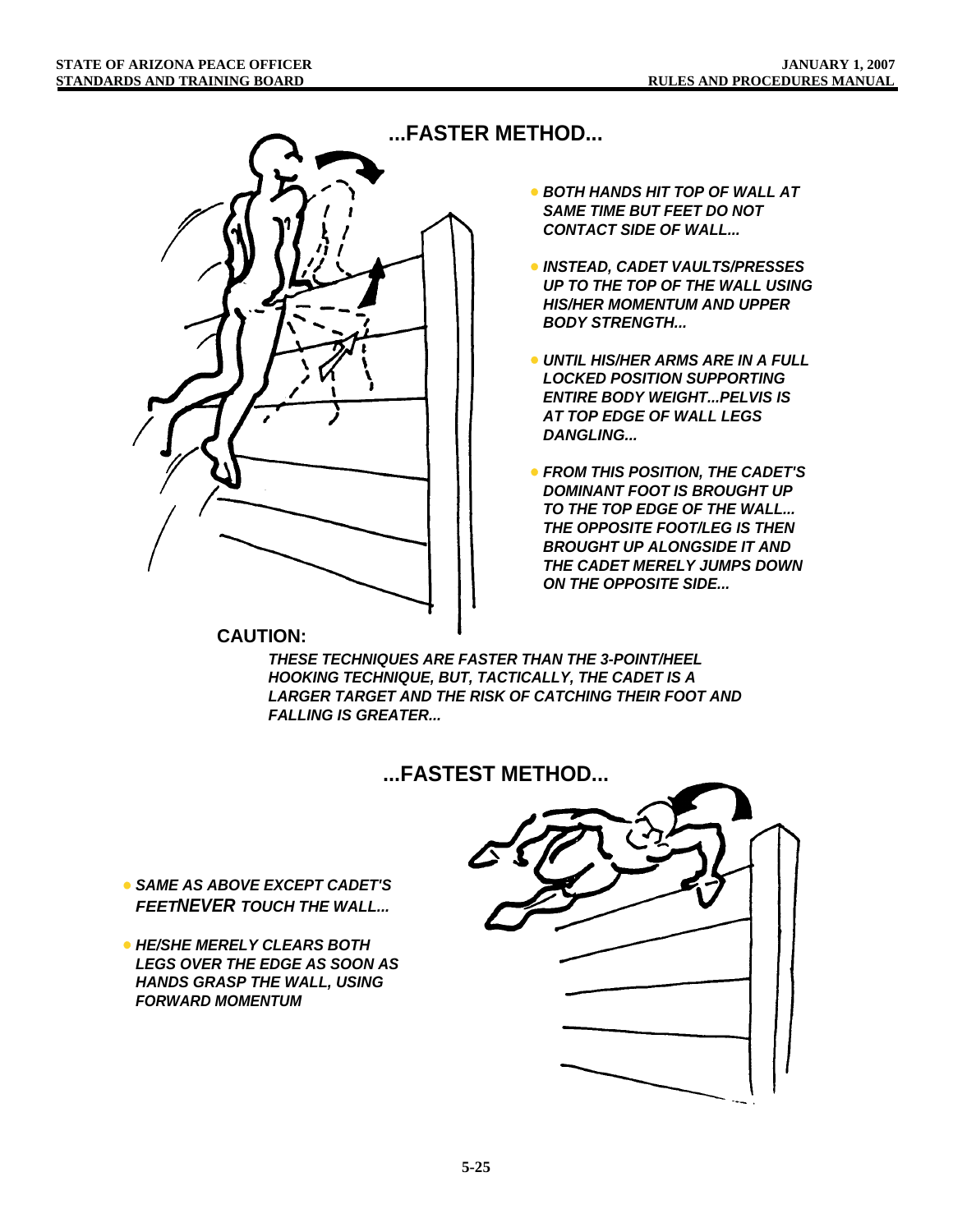## ...FASTER METHOD...

- ***BOTH HANDS HIT TOP OF WALL AT SAME TIME BUT FEET DO NOT CONTACT SIDE OF WALL...***
- ***INSTEAD, CADET VAULTS/PRESSES UP TO THE TOP OF THE WALL USING HIS/HER MOMENTUM AND UPPER BODY STRENGTH...***
- ***UNTIL HIS/HER ARMS ARE IN A FULL LOCKED POSITION SUPPORTING ENTIRE BODY WEIGHT...PELVIS IS AT TOP EDGE OF WALL LEGS DANGLING...***
- ***FROM THIS POSITION, THE CADET'S DOMINANT FOOT IS BROUGHT UP TO THE TOP EDGE OF THE WALL... THE OPPOSITE FOOT/LEG IS THEN BROUGHT UP ALONGSIDE IT AND THE CADET MERELY JUMPS DOWN ON THE OPPOSITE SIDE...***

**CAUTION:**

***THESE TECHNIQUES ARE FASTER THAN THE 3-POINT/HEEL HOOKING TECHNIQUE, BUT, TACTICALLY, THE CADET IS A LARGER TARGET AND THE RISK OF CATCHING THEIR FOOT AND FALLING IS GREATER...***

## ...FASTEST METHOD...

- ***SAME AS ABOVE EXCEPT CADET'S FEET NEVER TOUCH THE WALL...***
- ***HE/SHE MERELY CLEARS BOTH LEGS OVER THE EDGE AS SOON AS HANDS GRASP THE WALL, USING FORWARD MOMENTUM***